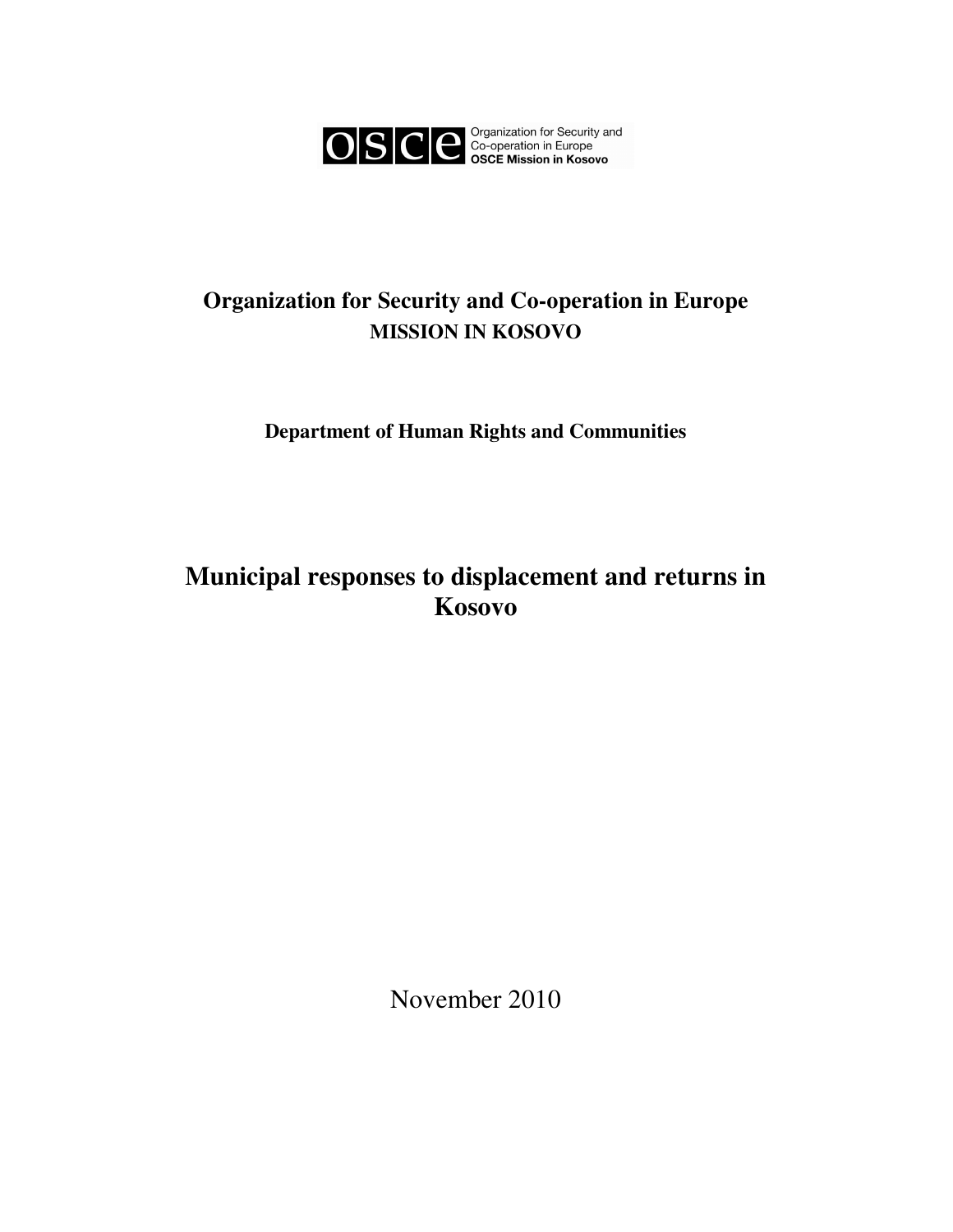OSCE Organization for Security and Co-operation in Europe
**OSCE Mission in Kosovo**

# Organization for Security and Co-operation in Europe

## MISSION IN KOSOVO

### Department of Human Rights and Communities

# Municipal responses to displacement and returns in Kosovo

November 2010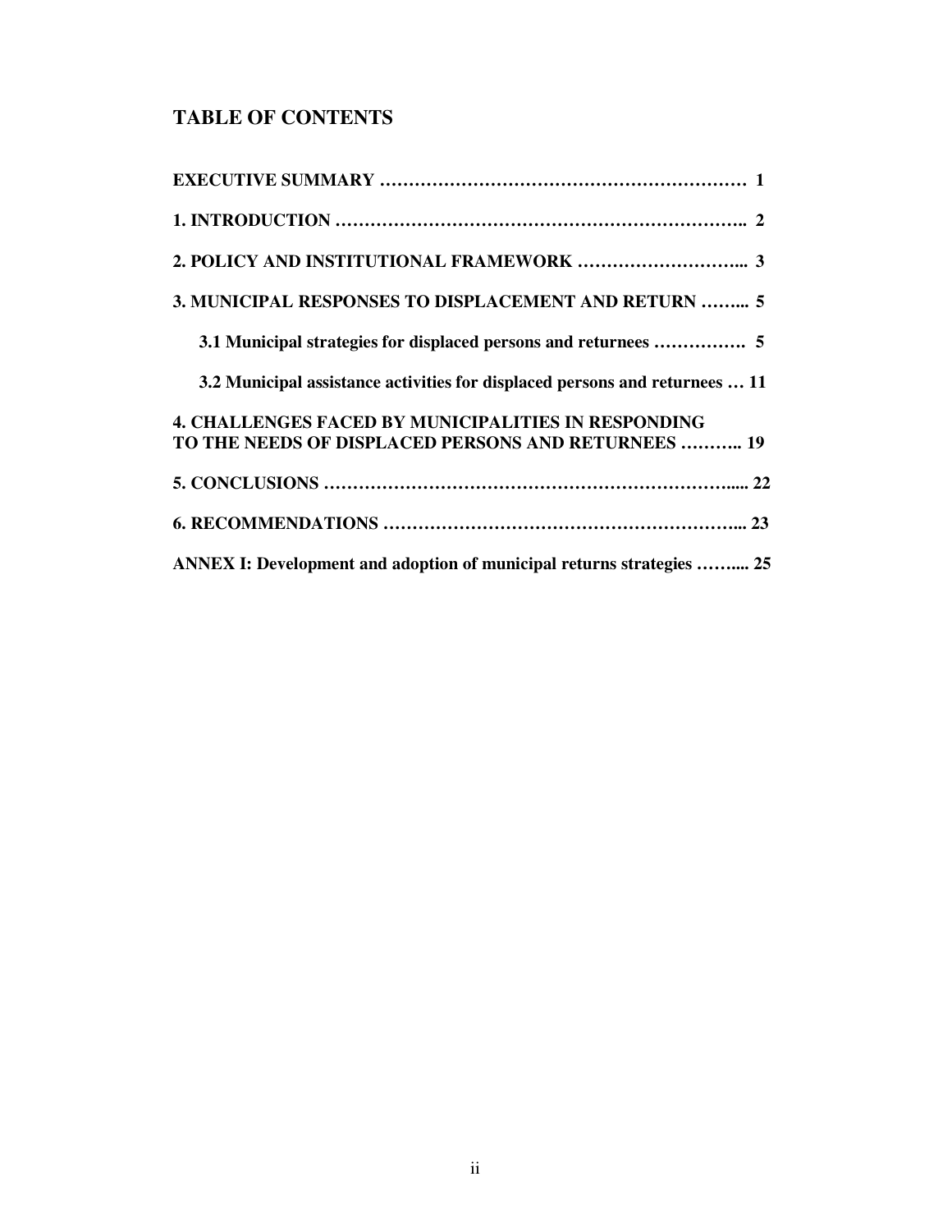## TABLE OF CONTENTS

**EXECUTIVE SUMMARY ……………………………………………………… 1**

**1. INTRODUCTION …………………………………………………………….. 2**

**2. POLICY AND INSTITUTIONAL FRAMEWORK ………………………... 3**

**3. MUNICIPAL RESPONSES TO DISPLACEMENT AND RETURN ……... 5**

**3.1 Municipal strategies for displaced persons and returnees ……………. 5**

**3.2 Municipal assistance activities for displaced persons and returnees … 11**

**4. CHALLENGES FACED BY MUNICIPALITIES IN RESPONDING TO THE NEEDS OF DISPLACED PERSONS AND RETURNEES ……….. 19**

**5. CONCLUSIONS ………………………………………………………….... 22**

**6. RECOMMENDATIONS …………………………………………………... 23**

**ANNEX I: Development and adoption of municipal returns strategies ……... 25**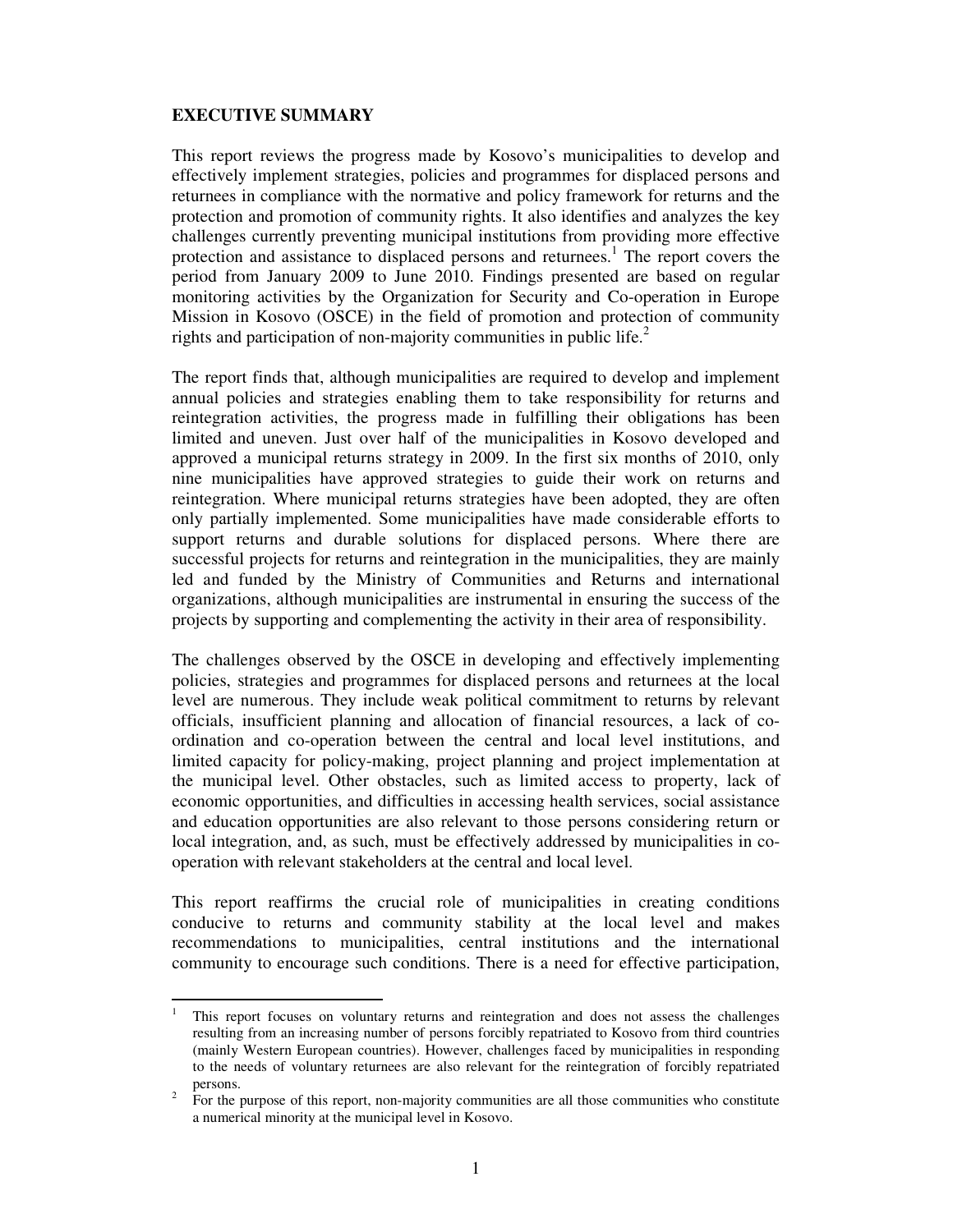**EXECUTIVE SUMMARY**

This report reviews the progress made by Kosovo's municipalities to develop and effectively implement strategies, policies and programmes for displaced persons and returnees in compliance with the normative and policy framework for returns and the protection and promotion of community rights. It also identifies and analyzes the key challenges currently preventing municipal institutions from providing more effective protection and assistance to displaced persons and returnees.[1] The report covers the period from January 2009 to June 2010. Findings presented are based on regular monitoring activities by the Organization for Security and Co-operation in Europe Mission in Kosovo (OSCE) in the field of promotion and protection of community rights and participation of non-majority communities in public life.[2]

The report finds that, although municipalities are required to develop and implement annual policies and strategies enabling them to take responsibility for returns and reintegration activities, the progress made in fulfilling their obligations has been limited and uneven. Just over half of the municipalities in Kosovo developed and approved a municipal returns strategy in 2009. In the first six months of 2010, only nine municipalities have approved strategies to guide their work on returns and reintegration. Where municipal returns strategies have been adopted, they are often only partially implemented. Some municipalities have made considerable efforts to support returns and durable solutions for displaced persons. Where there are successful projects for returns and reintegration in the municipalities, they are mainly led and funded by the Ministry of Communities and Returns and international organizations, although municipalities are instrumental in ensuring the success of the projects by supporting and complementing the activity in their area of responsibility.

The challenges observed by the OSCE in developing and effectively implementing policies, strategies and programmes for displaced persons and returnees at the local level are numerous. They include weak political commitment to returns by relevant officials, insufficient planning and allocation of financial resources, a lack of co-ordination and co-operation between the central and local level institutions, and limited capacity for policy-making, project planning and project implementation at the municipal level. Other obstacles, such as limited access to property, lack of economic opportunities, and difficulties in accessing health services, social assistance and education opportunities are also relevant to those persons considering return or local integration, and, as such, must be effectively addressed by municipalities in co-operation with relevant stakeholders at the central and local level.

This report reaffirms the crucial role of municipalities in creating conditions conducive to returns and community stability at the local level and makes recommendations to municipalities, central institutions and the international community to encourage such conditions. There is a need for effective participation,

---

[1] This report focuses on voluntary returns and reintegration and does not assess the challenges resulting from an increasing number of persons forcibly repatriated to Kosovo from third countries (mainly Western European countries). However, challenges faced by municipalities in responding to the needs of voluntary returnees are also relevant for the reintegration of forcibly repatriated persons.

[2] For the purpose of this report, non-majority communities are all those communities who constitute a numerical minority at the municipal level in Kosovo.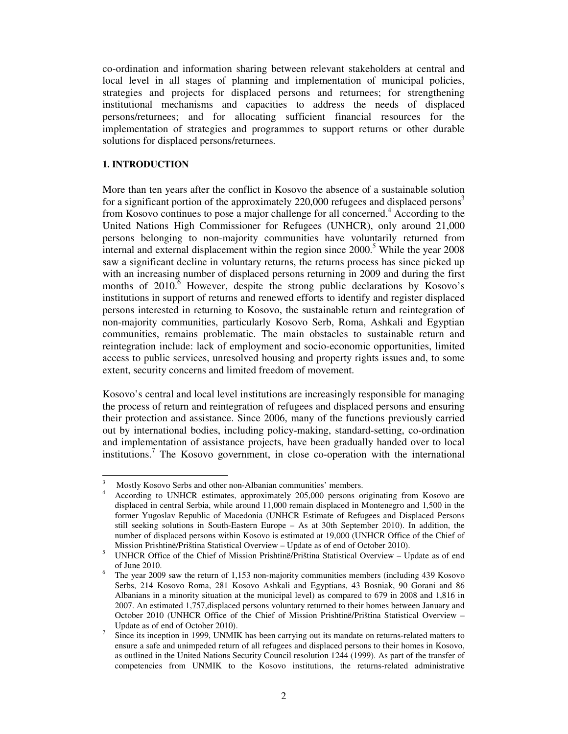co-ordination and information sharing between relevant stakeholders at central and local level in all stages of planning and implementation of municipal policies, strategies and projects for displaced persons and returnees; for strengthening institutional mechanisms and capacities to address the needs of displaced persons/returnees; and for allocating sufficient financial resources for the implementation of strategies and programmes to support returns or other durable solutions for displaced persons/returnees.

## 1. INTRODUCTION

More than ten years after the conflict in Kosovo the absence of a sustainable solution for a significant portion of the approximately 220,000 refugees and displaced persons[3] from Kosovo continues to pose a major challenge for all concerned.[4] According to the United Nations High Commissioner for Refugees (UNHCR), only around 21,000 persons belonging to non-majority communities have voluntarily returned from internal and external displacement within the region since 2000.[5] While the year 2008 saw a significant decline in voluntary returns, the returns process has since picked up with an increasing number of displaced persons returning in 2009 and during the first months of 2010.[6] However, despite the strong public declarations by Kosovo's institutions in support of returns and renewed efforts to identify and register displaced persons interested in returning to Kosovo, the sustainable return and reintegration of non-majority communities, particularly Kosovo Serb, Roma, Ashkali and Egyptian communities, remains problematic. The main obstacles to sustainable return and reintegration include: lack of employment and socio-economic opportunities, limited access to public services, unresolved housing and property rights issues and, to some extent, security concerns and limited freedom of movement.

Kosovo's central and local level institutions are increasingly responsible for managing the process of return and reintegration of refugees and displaced persons and ensuring their protection and assistance. Since 2006, many of the functions previously carried out by international bodies, including policy-making, standard-setting, co-ordination and implementation of assistance projects, have been gradually handed over to local institutions.[7] The Kosovo government, in close co-operation with the international

---

[3] Mostly Kosovo Serbs and other non-Albanian communities' members.

[4] According to UNHCR estimates, approximately 205,000 persons originating from Kosovo are displaced in central Serbia, while around 11,000 remain displaced in Montenegro and 1,500 in the former Yugoslav Republic of Macedonia (UNHCR Estimate of Refugees and Displaced Persons still seeking solutions in South-Eastern Europe – As at 30th September 2010). In addition, the number of displaced persons within Kosovo is estimated at 19,000 (UNHCR Office of the Chief of Mission Prishtinë/Priština Statistical Overview – Update as of end of October 2010).

[5] UNHCR Office of the Chief of Mission Prishtinë/Priština Statistical Overview – Update as of end of June 2010.

[6] The year 2009 saw the return of 1,153 non-majority communities members (including 439 Kosovo Serbs, 214 Kosovo Roma, 281 Kosovo Ashkali and Egyptians, 43 Bosniak, 90 Gorani and 86 Albanians in a minority situation at the municipal level) as compared to 679 in 2008 and 1,816 in 2007. An estimated 1,757,displaced persons voluntary returned to their homes between January and October 2010 (UNHCR Office of the Chief of Mission Prishtinë/Priština Statistical Overview – Update as of end of October 2010).

[7] Since its inception in 1999, UNMIK has been carrying out its mandate on returns-related matters to ensure a safe and unimpeded return of all refugees and displaced persons to their homes in Kosovo, as outlined in the United Nations Security Council resolution 1244 (1999). As part of the transfer of competencies from UNMIK to the Kosovo institutions, the returns-related administrative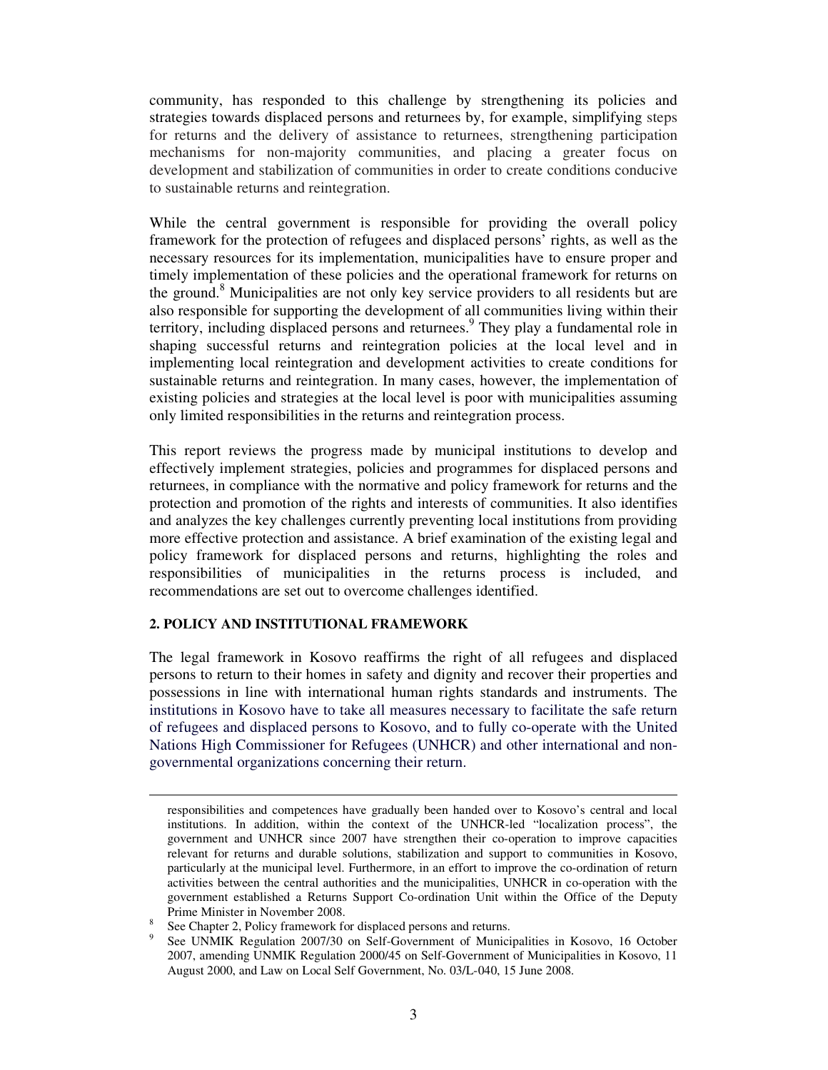community, has responded to this challenge by strengthening its policies and strategies towards displaced persons and returnees by, for example, simplifying steps for returns and the delivery of assistance to returnees, strengthening participation mechanisms for non-majority communities, and placing a greater focus on development and stabilization of communities in order to create conditions conducive to sustainable returns and reintegration.

While the central government is responsible for providing the overall policy framework for the protection of refugees and displaced persons' rights, as well as the necessary resources for its implementation, municipalities have to ensure proper and timely implementation of these policies and the operational framework for returns on the ground.[8] Municipalities are not only key service providers to all residents but are also responsible for supporting the development of all communities living within their territory, including displaced persons and returnees.[9] They play a fundamental role in shaping successful returns and reintegration policies at the local level and in implementing local reintegration and development activities to create conditions for sustainable returns and reintegration. In many cases, however, the implementation of existing policies and strategies at the local level is poor with municipalities assuming only limited responsibilities in the returns and reintegration process.

This report reviews the progress made by municipal institutions to develop and effectively implement strategies, policies and programmes for displaced persons and returnees, in compliance with the normative and policy framework for returns and the protection and promotion of the rights and interests of communities. It also identifies and analyzes the key challenges currently preventing local institutions from providing more effective protection and assistance. A brief examination of the existing legal and policy framework for displaced persons and returns, highlighting the roles and responsibilities of municipalities in the returns process is included, and recommendations are set out to overcome challenges identified.

## 2. POLICY AND INSTITUTIONAL FRAMEWORK

The legal framework in Kosovo reaffirms the right of all refugees and displaced persons to return to their homes in safety and dignity and recover their properties and possessions in line with international human rights standards and instruments. The institutions in Kosovo have to take all measures necessary to facilitate the safe return of refugees and displaced persons to Kosovo, and to fully co-operate with the United Nations High Commissioner for Refugees (UNHCR) and other international and non-governmental organizations concerning their return.

---

responsibilities and competences have gradually been handed over to Kosovo's central and local institutions. In addition, within the context of the UNHCR-led "localization process", the government and UNHCR since 2007 have strengthen their co-operation to improve capacities relevant for returns and durable solutions, stabilization and support to communities in Kosovo, particularly at the municipal level. Furthermore, in an effort to improve the co-ordination of return activities between the central authorities and the municipalities, UNHCR in co-operation with the government established a Returns Support Co-ordination Unit within the Office of the Deputy Prime Minister in November 2008.

[8] See Chapter 2, Policy framework for displaced persons and returns.

[9] See UNMIK Regulation 2007/30 on Self-Government of Municipalities in Kosovo, 16 October 2007, amending UNMIK Regulation 2000/45 on Self-Government of Municipalities in Kosovo, 11 August 2000, and Law on Local Self Government, No. 03/L-040, 15 June 2008.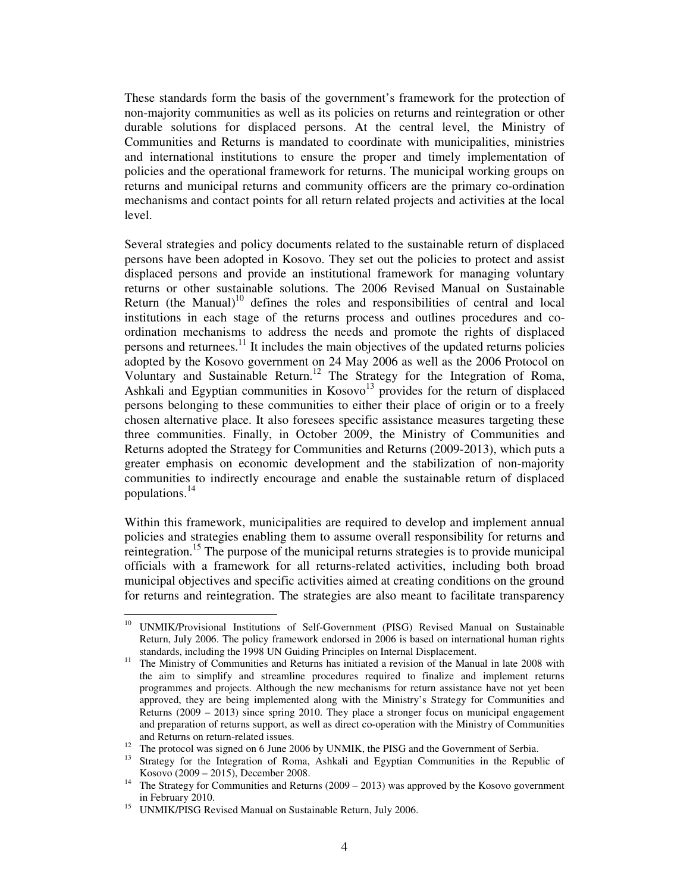These standards form the basis of the government's framework for the protection of non-majority communities as well as its policies on returns and reintegration or other durable solutions for displaced persons. At the central level, the Ministry of Communities and Returns is mandated to coordinate with municipalities, ministries and international institutions to ensure the proper and timely implementation of policies and the operational framework for returns. The municipal working groups on returns and municipal returns and community officers are the primary co-ordination mechanisms and contact points for all return related projects and activities at the local level.

Several strategies and policy documents related to the sustainable return of displaced persons have been adopted in Kosovo. They set out the policies to protect and assist displaced persons and provide an institutional framework for managing voluntary returns or other sustainable solutions. The 2006 Revised Manual on Sustainable Return (the Manual)[10] defines the roles and responsibilities of central and local institutions in each stage of the returns process and outlines procedures and co-ordination mechanisms to address the needs and promote the rights of displaced persons and returnees.[11] It includes the main objectives of the updated returns policies adopted by the Kosovo government on 24 May 2006 as well as the 2006 Protocol on Voluntary and Sustainable Return.[12] The Strategy for the Integration of Roma, Ashkali and Egyptian communities in Kosovo[13] provides for the return of displaced persons belonging to these communities to either their place of origin or to a freely chosen alternative place. It also foresees specific assistance measures targeting these three communities. Finally, in October 2009, the Ministry of Communities and Returns adopted the Strategy for Communities and Returns (2009-2013), which puts a greater emphasis on economic development and the stabilization of non-majority communities to indirectly encourage and enable the sustainable return of displaced populations.[14]

Within this framework, municipalities are required to develop and implement annual policies and strategies enabling them to assume overall responsibility for returns and reintegration.[15] The purpose of the municipal returns strategies is to provide municipal officials with a framework for all returns-related activities, including both broad municipal objectives and specific activities aimed at creating conditions on the ground for returns and reintegration. The strategies are also meant to facilitate transparency

---

[10] UNMIK/Provisional Institutions of Self-Government (PISG) Revised Manual on Sustainable Return, July 2006. The policy framework endorsed in 2006 is based on international human rights standards, including the 1998 UN Guiding Principles on Internal Displacement.

[11] The Ministry of Communities and Returns has initiated a revision of the Manual in late 2008 with the aim to simplify and streamline procedures required to finalize and implement returns programmes and projects. Although the new mechanisms for return assistance have not yet been approved, they are being implemented along with the Ministry's Strategy for Communities and Returns (2009 – 2013) since spring 2010. They place a stronger focus on municipal engagement and preparation of returns support, as well as direct co-operation with the Ministry of Communities and Returns on return-related issues.

[12] The protocol was signed on 6 June 2006 by UNMIK, the PISG and the Government of Serbia.

[13] Strategy for the Integration of Roma, Ashkali and Egyptian Communities in the Republic of Kosovo (2009 – 2015), December 2008.

[14] The Strategy for Communities and Returns (2009 – 2013) was approved by the Kosovo government in February 2010.

[15] UNMIK/PISG Revised Manual on Sustainable Return, July 2006.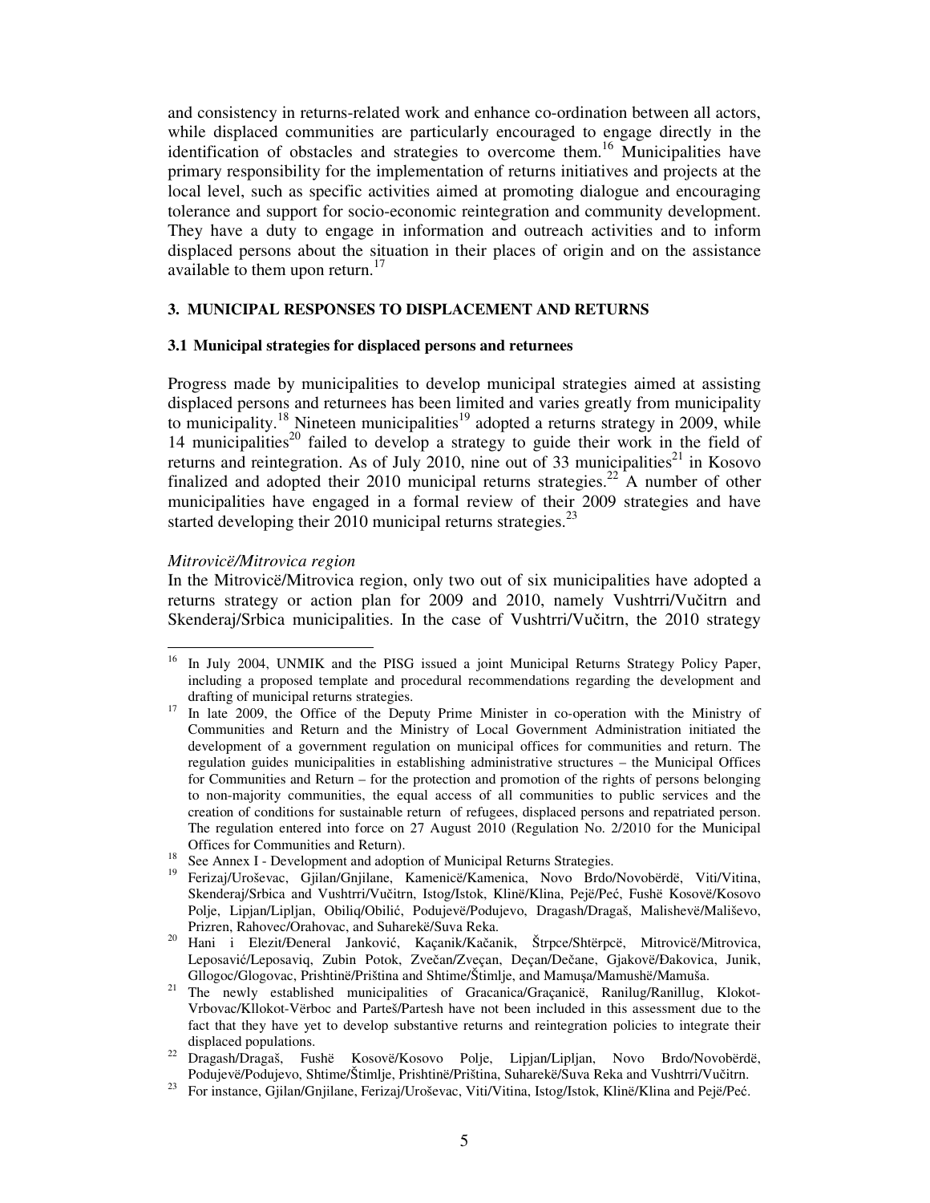and consistency in returns-related work and enhance co-ordination between all actors, while displaced communities are particularly encouraged to engage directly in the identification of obstacles and strategies to overcome them.[16] Municipalities have primary responsibility for the implementation of returns initiatives and projects at the local level, such as specific activities aimed at promoting dialogue and encouraging tolerance and support for socio-economic reintegration and community development. They have a duty to engage in information and outreach activities and to inform displaced persons about the situation in their places of origin and on the assistance available to them upon return.[17]

### 3. MUNICIPAL RESPONSES TO DISPLACEMENT AND RETURNS

#### 3.1 Municipal strategies for displaced persons and returnees

Progress made by municipalities to develop municipal strategies aimed at assisting displaced persons and returnees has been limited and varies greatly from municipality to municipality.[18] Nineteen municipalities[19] adopted a returns strategy in 2009, while 14 municipalities[20] failed to develop a strategy to guide their work in the field of returns and reintegration. As of July 2010, nine out of 33 municipalities[21] in Kosovo finalized and adopted their 2010 municipal returns strategies.[22] A number of other municipalities have engaged in a formal review of their 2009 strategies and have started developing their 2010 municipal returns strategies.[23]

*Mitrovicë/Mitrovica region*

In the Mitrovicë/Mitrovica region, only two out of six municipalities have adopted a returns strategy or action plan for 2009 and 2010, namely Vushtrri/Vučitrn and Skenderaj/Srbica municipalities. In the case of Vushtrri/Vučitrn, the 2010 strategy

---

[16] In July 2004, UNMIK and the PISG issued a joint Municipal Returns Strategy Policy Paper, including a proposed template and procedural recommendations regarding the development and drafting of municipal returns strategies.

[17] In late 2009, the Office of the Deputy Prime Minister in co-operation with the Ministry of Communities and Return and the Ministry of Local Government Administration initiated the development of a government regulation on municipal offices for communities and return. The regulation guides municipalities in establishing administrative structures – the Municipal Offices for Communities and Return – for the protection and promotion of the rights of persons belonging to non-majority communities, the equal access of all communities to public services and the creation of conditions for sustainable return of refugees, displaced persons and repatriated person. The regulation entered into force on 27 August 2010 (Regulation No. 2/2010 for the Municipal Offices for Communities and Return).

[18] See Annex I - Development and adoption of Municipal Returns Strategies.

[19] Ferizaj/Uroševac, Gjilan/Gnjilane, Kamenicë/Kamenica, Novo Brdo/Novobërdë, Viti/Vitina, Skenderaj/Srbica and Vushtrri/Vučitrn, Istog/Istok, Klinë/Klina, Pejë/Peć, Fushë Kosovë/Kosovo Polje, Lipjan/Lipljan, Obiliq/Obilić, Podujevë/Podujevo, Dragash/Dragaš, Malishevë/Mališevo, Prizren, Rahovec/Orahovac, and Suharekë/Suva Reka.

[20] Hani i Elezit/Đeneral Janković, Kaçanik/Kačanik, Štrpce/Shtërpcë, Mitrovicë/Mitrovica, Leposavić/Leposaviq, Zubin Potok, Zvečan/Zveçan, Deçan/Dečane, Gjakovë/Đakovica, Junik, Gllogoc/Glogovac, Prishtinë/Priština and Shtime/Štimlje, and Mamuşa/Mamushë/Mamuša.

[21] The newly established municipalities of Gracanica/Graçanicë, Ranilug/Ranillug, Klokot-Vrbovac/Kllokot-Vërboc and Parteš/Partesh have not been included in this assessment due to the fact that they have yet to develop substantive returns and reintegration policies to integrate their displaced populations.

[22] Dragash/Dragaš, Fushë Kosovë/Kosovo Polje, Lipjan/Lipljan, Novo Brdo/Novobërdë, Podujevë/Podujevo, Shtime/Štimlje, Prishtinë/Priština, Suharekë/Suva Reka and Vushtrri/Vučitrn.

[23] For instance, Gjilan/Gnjilane, Ferizaj/Uroševac, Viti/Vitina, Istog/Istok, Klinë/Klina and Pejë/Peć.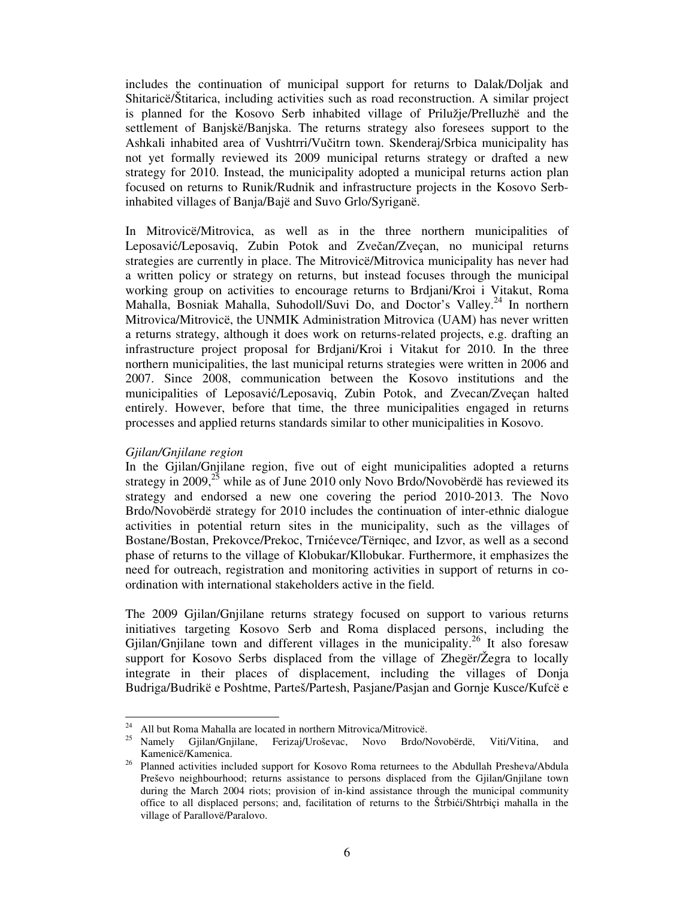includes the continuation of municipal support for returns to Dalak/Doljak and Shitaricë/Štitarica, including activities such as road reconstruction. A similar project is planned for the Kosovo Serb inhabited village of Prilužje/Prelluzhë and the settlement of Banjskë/Banjska. The returns strategy also foresees support to the Ashkali inhabited area of Vushtrri/Vučitrn town. Skenderaj/Srbica municipality has not yet formally reviewed its 2009 municipal returns strategy or drafted a new strategy for 2010. Instead, the municipality adopted a municipal returns action plan focused on returns to Runik/Rudnik and infrastructure projects in the Kosovo Serb-inhabited villages of Banja/Bajë and Suvo Grlo/Syriganë.

In Mitrovicë/Mitrovica, as well as in the three northern municipalities of Leposavić/Leposaviq, Zubin Potok and Zvečan/Zveçan, no municipal returns strategies are currently in place. The Mitrovicë/Mitrovica municipality has never had a written policy or strategy on returns, but instead focuses through the municipal working group on activities to encourage returns to Brdjani/Kroi i Vitakut, Roma Mahalla, Bosniak Mahalla, Suhodoll/Suvi Do, and Doctor's Valley.[24] In northern Mitrovica/Mitrovicë, the UNMIK Administration Mitrovica (UAM) has never written a returns strategy, although it does work on returns-related projects, e.g. drafting an infrastructure project proposal for Brdjani/Kroi i Vitakut for 2010. In the three northern municipalities, the last municipal returns strategies were written in 2006 and 2007. Since 2008, communication between the Kosovo institutions and the municipalities of Leposavić/Leposaviq, Zubin Potok, and Zvecan/Zveçan halted entirely. However, before that time, the three municipalities engaged in returns processes and applied returns standards similar to other municipalities in Kosovo.

*Gjilan/Gnjilane region*

In the Gjilan/Gnjilane region, five out of eight municipalities adopted a returns strategy in 2009,[25] while as of June 2010 only Novo Brdo/Novobërdë has reviewed its strategy and endorsed a new one covering the period 2010-2013. The Novo Brdo/Novobërdë strategy for 2010 includes the continuation of inter-ethnic dialogue activities in potential return sites in the municipality, such as the villages of Bostane/Bostan, Prekovce/Prekoc, Trnićevce/Tërniqec, and Izvor, as well as a second phase of returns to the village of Klobukar/Kllobukar. Furthermore, it emphasizes the need for outreach, registration and monitoring activities in support of returns in co-ordination with international stakeholders active in the field.

The 2009 Gjilan/Gnjilane returns strategy focused on support to various returns initiatives targeting Kosovo Serb and Roma displaced persons, including the Gjilan/Gnjilane town and different villages in the municipality.[26] It also foresaw support for Kosovo Serbs displaced from the village of Zhegër/Žegra to locally integrate in their places of displacement, including the villages of Donja Budriga/Budrikë e Poshtme, Parteš/Partesh, Pasjane/Pasjan and Gornje Kusce/Kufcë e

---

[24] All but Roma Mahalla are located in northern Mitrovica/Mitrovicë.

[25] Namely Gjilan/Gnjilane, Ferizaj/Uroševac, Novo Brdo/Novobërdë, Viti/Vitina, and Kamenicë/Kamenica.

[26] Planned activities included support for Kosovo Roma returnees to the Abdullah Presheva/Abdula Preševo neighbourhood; returns assistance to persons displaced from the Gjilan/Gnjilane town during the March 2004 riots; provision of in-kind assistance through the municipal community office to all displaced persons; and, facilitation of returns to the Štrbići/Shtrbiçi mahalla in the village of Parallovë/Paralovo.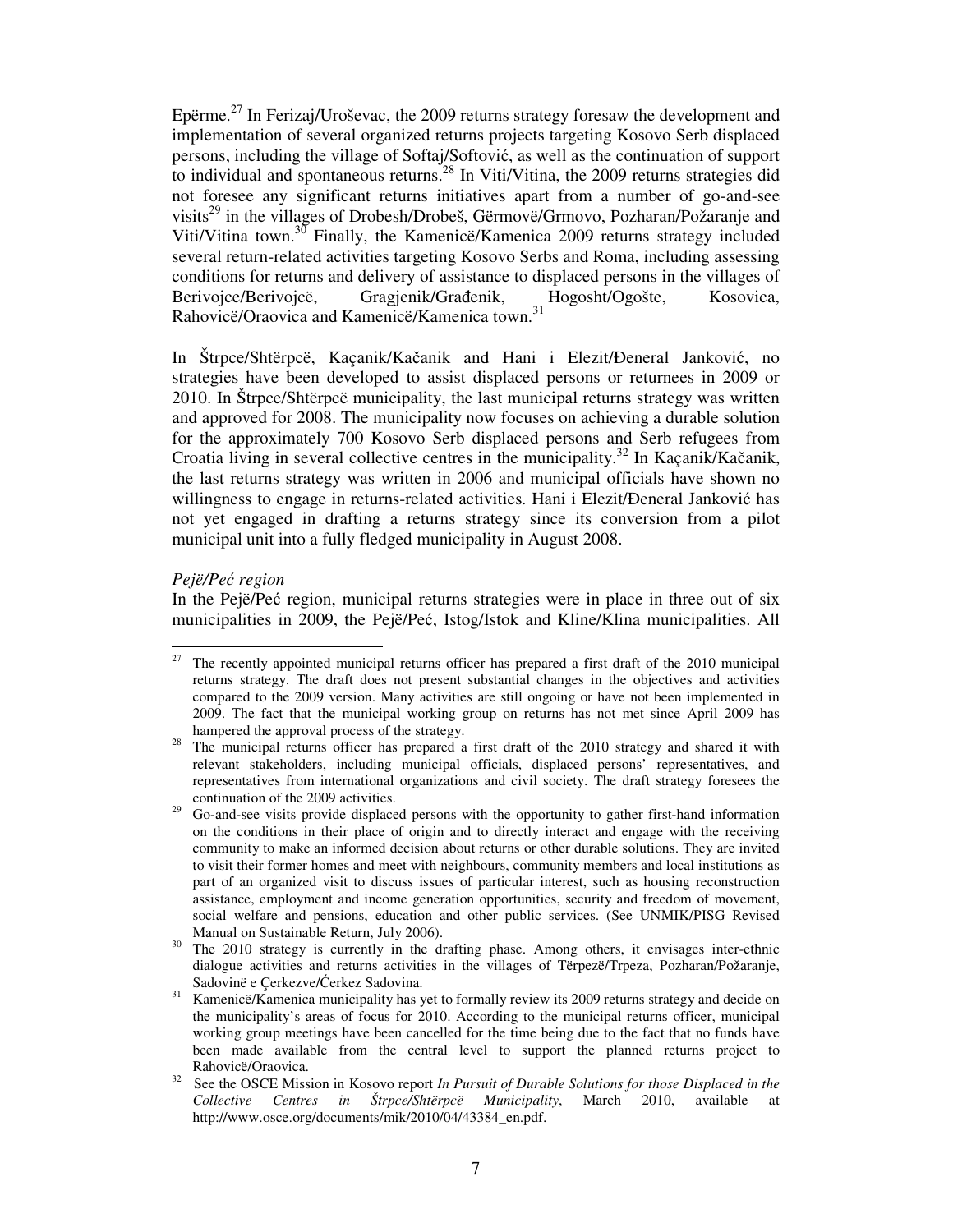Epërme.[27] In Ferizaj/Uroševac, the 2009 returns strategy foresaw the development and implementation of several organized returns projects targeting Kosovo Serb displaced persons, including the village of Softaj/Softović, as well as the continuation of support to individual and spontaneous returns.[28] In Viti/Vitina, the 2009 returns strategies did not foresee any significant returns initiatives apart from a number of go-and-see visits[29] in the villages of Drobesh/Drobeš, Gërmovë/Grmovo, Pozharan/Požaranje and Viti/Vitina town.[30] Finally, the Kamenicë/Kamenica 2009 returns strategy included several return-related activities targeting Kosovo Serbs and Roma, including assessing conditions for returns and delivery of assistance to displaced persons in the villages of Berivojce/Berivojcë, Gragjenik/Građenik, Hogosht/Ogošte, Kosovica, Rahovicë/Oraovica and Kamenicë/Kamenica town.[31]

In Štrpce/Shtërpcë, Kaçanik/Kačanik and Hani i Elezit/Đeneral Janković, no strategies have been developed to assist displaced persons or returnees in 2009 or 2010. In Štrpce/Shtërpcë municipality, the last municipal returns strategy was written and approved for 2008. The municipality now focuses on achieving a durable solution for the approximately 700 Kosovo Serb displaced persons and Serb refugees from Croatia living in several collective centres in the municipality.[32] In Kaçanik/Kačanik, the last returns strategy was written in 2006 and municipal officials have shown no willingness to engage in returns-related activities. Hani i Elezit/Đeneral Janković has not yet engaged in drafting a returns strategy since its conversion from a pilot municipal unit into a fully fledged municipality in August 2008.

*Pejë/Peć region*

In the Pejë/Peć region, municipal returns strategies were in place in three out of six municipalities in 2009, the Pejë/Peć, Istog/Istok and Kline/Klina municipalities. All

---

[27] The recently appointed municipal returns officer has prepared a first draft of the 2010 municipal returns strategy. The draft does not present substantial changes in the objectives and activities compared to the 2009 version. Many activities are still ongoing or have not been implemented in 2009. The fact that the municipal working group on returns has not met since April 2009 has hampered the approval process of the strategy.

[28] The municipal returns officer has prepared a first draft of the 2010 strategy and shared it with relevant stakeholders, including municipal officials, displaced persons' representatives, and representatives from international organizations and civil society. The draft strategy foresees the continuation of the 2009 activities.

[29] Go-and-see visits provide displaced persons with the opportunity to gather first-hand information on the conditions in their place of origin and to directly interact and engage with the receiving community to make an informed decision about returns or other durable solutions. They are invited to visit their former homes and meet with neighbours, community members and local institutions as part of an organized visit to discuss issues of particular interest, such as housing reconstruction assistance, employment and income generation opportunities, security and freedom of movement, social welfare and pensions, education and other public services. (See UNMIK/PISG Revised Manual on Sustainable Return, July 2006).

[30] The 2010 strategy is currently in the drafting phase. Among others, it envisages inter-ethnic dialogue activities and returns activities in the villages of Tërpezë/Trpeza, Pozharan/Požaranje, Sadovinë e Çerkezve/Ćerkez Sadovina.

[31] Kamenicë/Kamenica municipality has yet to formally review its 2009 returns strategy and decide on the municipality's areas of focus for 2010. According to the municipal returns officer, municipal working group meetings have been cancelled for the time being due to the fact that no funds have been made available from the central level to support the planned returns project to Rahovicë/Oraovica.

[32] See the OSCE Mission in Kosovo report *In Pursuit of Durable Solutions for those Displaced in the Collective Centres in Štrpce/Shtërpcë Municipality*, March 2010, available at http://www.osce.org/documents/mik/2010/04/43384_en.pdf.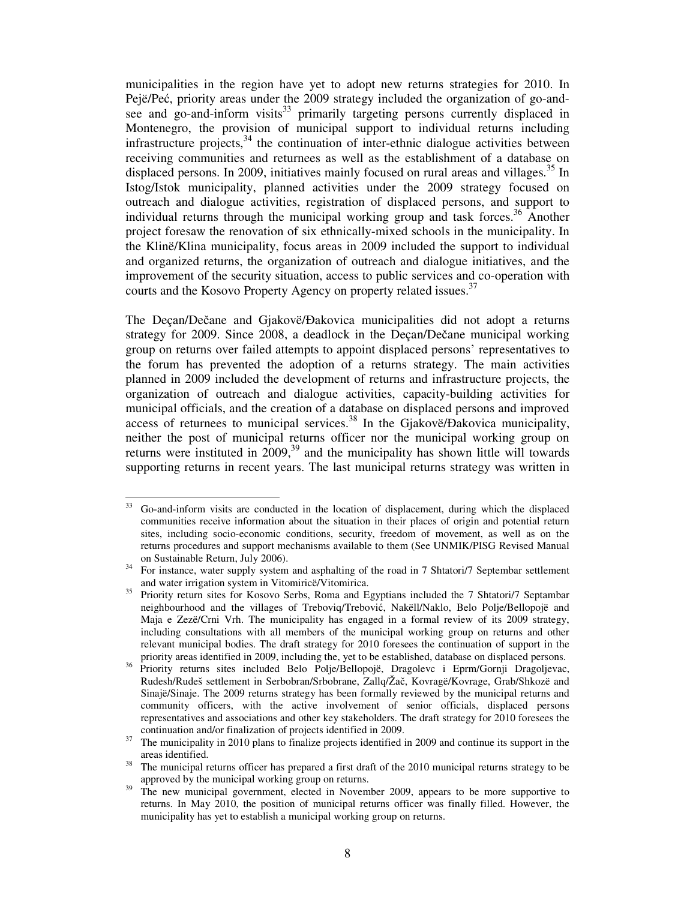municipalities in the region have yet to adopt new returns strategies for 2010. In Pejë/Peć, priority areas under the 2009 strategy included the organization of go-and-see and go-and-inform visits[33] primarily targeting persons currently displaced in Montenegro, the provision of municipal support to individual returns including infrastructure projects,[34] the continuation of inter-ethnic dialogue activities between receiving communities and returnees as well as the establishment of a database on displaced persons. In 2009, initiatives mainly focused on rural areas and villages.[35] In Istog/Istok municipality, planned activities under the 2009 strategy focused on outreach and dialogue activities, registration of displaced persons, and support to individual returns through the municipal working group and task forces.[36] Another project foresaw the renovation of six ethnically-mixed schools in the municipality. In the Klinë/Klina municipality, focus areas in 2009 included the support to individual and organized returns, the organization of outreach and dialogue initiatives, and the improvement of the security situation, access to public services and co-operation with courts and the Kosovo Property Agency on property related issues.[37]

The Deçan/Dečane and Gjakovë/Đakovica municipalities did not adopt a returns strategy for 2009. Since 2008, a deadlock in the Deçan/Dečane municipal working group on returns over failed attempts to appoint displaced persons' representatives to the forum has prevented the adoption of a returns strategy. The main activities planned in 2009 included the development of returns and infrastructure projects, the organization of outreach and dialogue activities, capacity-building activities for municipal officials, and the creation of a database on displaced persons and improved access of returnees to municipal services.[38] In the Gjakovë/Đakovica municipality, neither the post of municipal returns officer nor the municipal working group on returns were instituted in 2009,[39] and the municipality has shown little will towards supporting returns in recent years. The last municipal returns strategy was written in

---

[33] Go-and-inform visits are conducted in the location of displacement, during which the displaced communities receive information about the situation in their places of origin and potential return sites, including socio-economic conditions, security, freedom of movement, as well as on the returns procedures and support mechanisms available to them (See UNMIK/PISG Revised Manual on Sustainable Return, July 2006).

[34] For instance, water supply system and asphalting of the road in 7 Shtatori/7 Septembar settlement and water irrigation system in Vitomiricë/Vitomirica.

[35] Priority return sites for Kosovo Serbs, Roma and Egyptians included the 7 Shtatori/7 Septambar neighbourhood and the villages of Treboviq/Trebović, Nakëll/Naklo, Belo Polje/Bellopojë and Maja e Zezë/Crni Vrh. The municipality has engaged in a formal review of its 2009 strategy, including consultations with all members of the municipal working group on returns and other relevant municipal bodies. The draft strategy for 2010 foresees the continuation of support in the priority areas identified in 2009, including the, yet to be established, database on displaced persons.

[36] Priority returns sites included Belo Polje/Bellopojë, Dragolevc i Eprm/Gornji Dragoljevac, Rudesh/Rudeš settlement in Serbobran/Srbobrane, Zallq/Žač, Kovragë/Kovrage, Grab/Shkozë and Sinajë/Sinaje. The 2009 returns strategy has been formally reviewed by the municipal returns and community officers, with the active involvement of senior officials, displaced persons representatives and associations and other key stakeholders. The draft strategy for 2010 foresees the continuation and/or finalization of projects identified in 2009.

[37] The municipality in 2010 plans to finalize projects identified in 2009 and continue its support in the areas identified.

[38] The municipal returns officer has prepared a first draft of the 2010 municipal returns strategy to be approved by the municipal working group on returns.

[39] The new municipal government, elected in November 2009, appears to be more supportive to returns. In May 2010, the position of municipal returns officer was finally filled. However, the municipality has yet to establish a municipal working group on returns.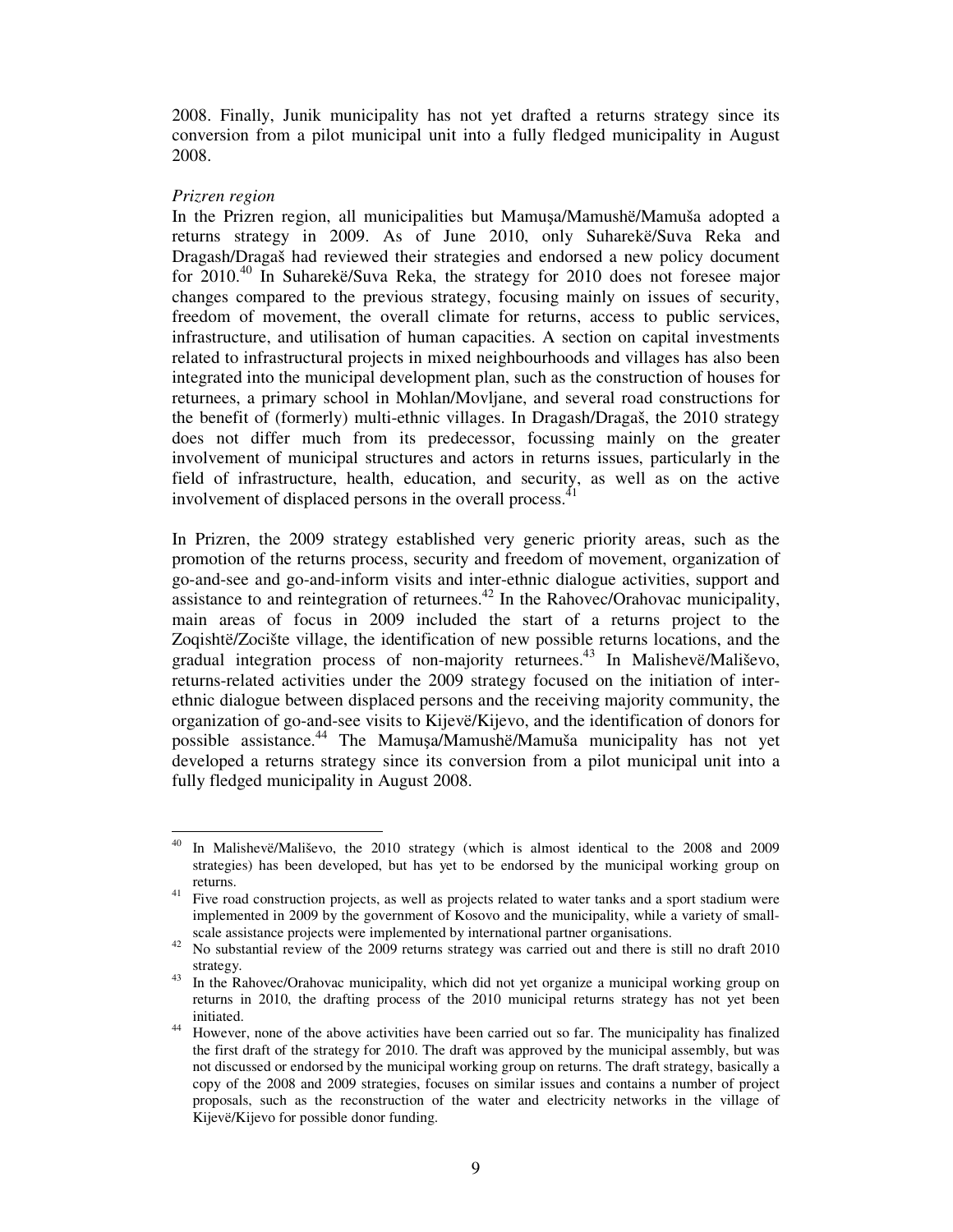2008. Finally, Junik municipality has not yet drafted a returns strategy since its conversion from a pilot municipal unit into a fully fledged municipality in August 2008.

*Prizren region*

In the Prizren region, all municipalities but Mamuşa/Mamushë/Mamuša adopted a returns strategy in 2009. As of June 2010, only Suharekë/Suva Reka and Dragash/Dragaš had reviewed their strategies and endorsed a new policy document for 2010.[40] In Suharekë/Suva Reka, the strategy for 2010 does not foresee major changes compared to the previous strategy, focusing mainly on issues of security, freedom of movement, the overall climate for returns, access to public services, infrastructure, and utilisation of human capacities. A section on capital investments related to infrastructural projects in mixed neighbourhoods and villages has also been integrated into the municipal development plan, such as the construction of houses for returnees, a primary school in Mohlan/Movljane, and several road constructions for the benefit of (formerly) multi-ethnic villages. In Dragash/Dragaš, the 2010 strategy does not differ much from its predecessor, focussing mainly on the greater involvement of municipal structures and actors in returns issues, particularly in the field of infrastructure, health, education, and security, as well as on the active involvement of displaced persons in the overall process.[41]

In Prizren, the 2009 strategy established very generic priority areas, such as the promotion of the returns process, security and freedom of movement, organization of go-and-see and go-and-inform visits and inter-ethnic dialogue activities, support and assistance to and reintegration of returnees.[42] In the Rahovec/Orahovac municipality, main areas of focus in 2009 included the start of a returns project to the Zoqishtë/Zočište village, the identification of new possible returns locations, and the gradual integration process of non-majority returnees.[43] In Malishevë/Mališevo, returns-related activities under the 2009 strategy focused on the initiation of inter-ethnic dialogue between displaced persons and the receiving majority community, the organization of go-and-see visits to Kijevë/Kijevo, and the identification of donors for possible assistance.[44] The Mamuşa/Mamushë/Mamuša municipality has not yet developed a returns strategy since its conversion from a pilot municipal unit into a fully fledged municipality in August 2008.

---

[40] In Malishevë/Mališevo, the 2010 strategy (which is almost identical to the 2008 and 2009 strategies) has been developed, but has yet to be endorsed by the municipal working group on returns.

[41] Five road construction projects, as well as projects related to water tanks and a sport stadium were implemented in 2009 by the government of Kosovo and the municipality, while a variety of small-scale assistance projects were implemented by international partner organisations.

[42] No substantial review of the 2009 returns strategy was carried out and there is still no draft 2010 strategy.

[43] In the Rahovec/Orahovac municipality, which did not yet organize a municipal working group on returns in 2010, the drafting process of the 2010 municipal returns strategy has not yet been initiated.

[44] However, none of the above activities have been carried out so far. The municipality has finalized the first draft of the strategy for 2010. The draft was approved by the municipal assembly, but was not discussed or endorsed by the municipal working group on returns. The draft strategy, basically a copy of the 2008 and 2009 strategies, focuses on similar issues and contains a number of project proposals, such as the reconstruction of the water and electricity networks in the village of Kijevë/Kijevo for possible donor funding.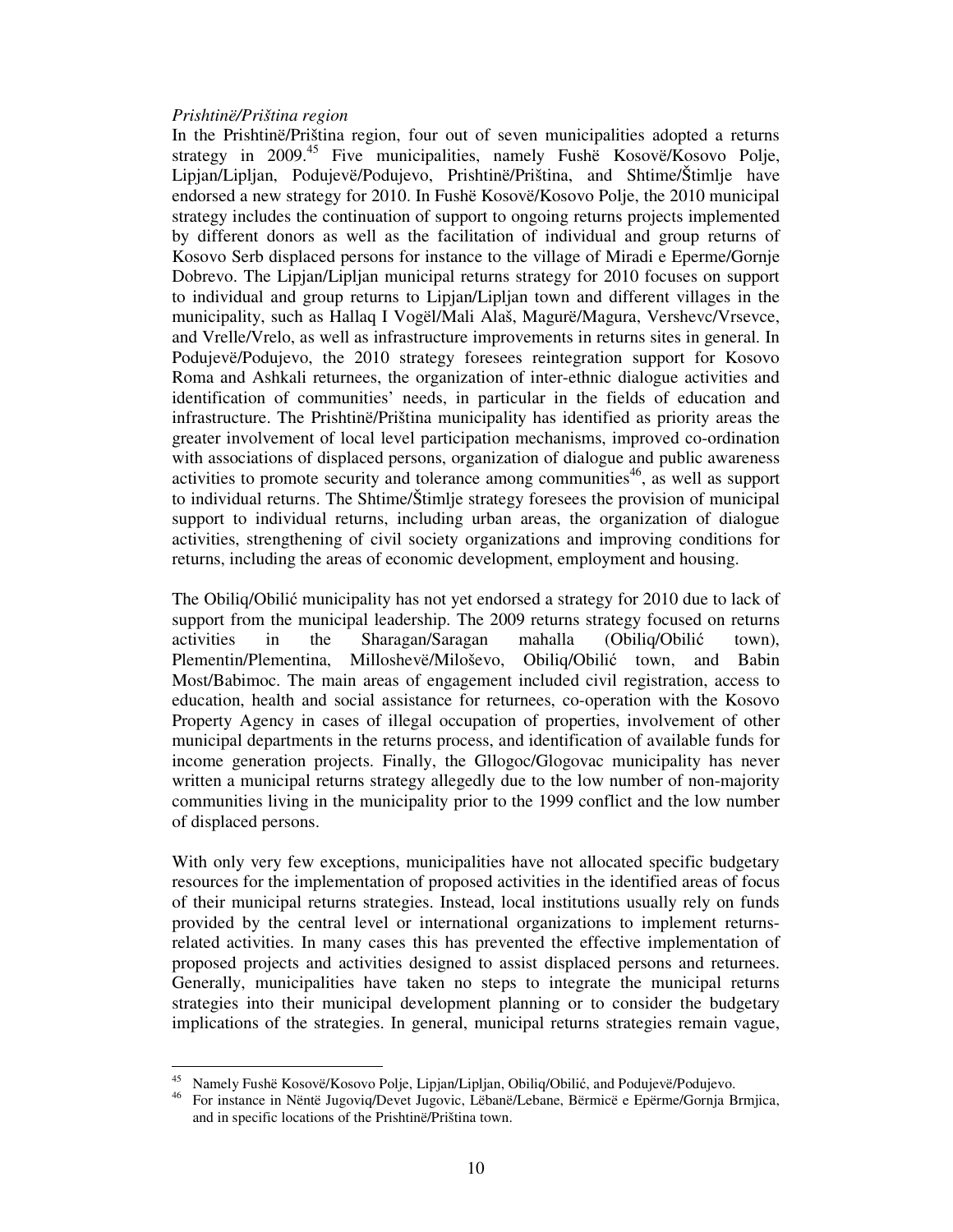*Prishtinë/Priština region*

In the Prishtinë/Priština region, four out of seven municipalities adopted a returns strategy in 2009.[45] Five municipalities, namely Fushë Kosovë/Kosovo Polje, Lipjan/Lipljan, Podujevë/Podujevo, Prishtinë/Priština, and Shtime/Štimlje have endorsed a new strategy for 2010. In Fushë Kosovë/Kosovo Polje, the 2010 municipal strategy includes the continuation of support to ongoing returns projects implemented by different donors as well as the facilitation of individual and group returns of Kosovo Serb displaced persons for instance to the village of Miradi e Eperme/Gornje Dobrevo. The Lipjan/Lipljan municipal returns strategy for 2010 focuses on support to individual and group returns to Lipjan/Lipljan town and different villages in the municipality, such as Hallaq I Vogël/Mali Alaš, Magurë/Magura, Vershevc/Vrsevce, and Vrelle/Vrelo, as well as infrastructure improvements in returns sites in general. In Podujevë/Podujevo, the 2010 strategy foresees reintegration support for Kosovo Roma and Ashkali returnees, the organization of inter-ethnic dialogue activities and identification of communities' needs, in particular in the fields of education and infrastructure. The Prishtinë/Priština municipality has identified as priority areas the greater involvement of local level participation mechanisms, improved co-ordination with associations of displaced persons, organization of dialogue and public awareness activities to promote security and tolerance among communities[46], as well as support to individual returns. The Shtime/Štimlje strategy foresees the provision of municipal support to individual returns, including urban areas, the organization of dialogue activities, strengthening of civil society organizations and improving conditions for returns, including the areas of economic development, employment and housing.

The Obiliq/Obilić municipality has not yet endorsed a strategy for 2010 due to lack of support from the municipal leadership. The 2009 returns strategy focused on returns activities in the Sharagan/Saragan mahalla (Obiliq/Obilić town), Plementin/Plementina, Milloshevë/Miloševo, Obiliq/Obilić town, and Babin Most/Babimoc. The main areas of engagement included civil registration, access to education, health and social assistance for returnees, co-operation with the Kosovo Property Agency in cases of illegal occupation of properties, involvement of other municipal departments in the returns process, and identification of available funds for income generation projects. Finally, the Gllogoc/Glogovac municipality has never written a municipal returns strategy allegedly due to the low number of non-majority communities living in the municipality prior to the 1999 conflict and the low number of displaced persons.

With only very few exceptions, municipalities have not allocated specific budgetary resources for the implementation of proposed activities in the identified areas of focus of their municipal returns strategies. Instead, local institutions usually rely on funds provided by the central level or international organizations to implement returns-related activities. In many cases this has prevented the effective implementation of proposed projects and activities designed to assist displaced persons and returnees. Generally, municipalities have taken no steps to integrate the municipal returns strategies into their municipal development planning or to consider the budgetary implications of the strategies. In general, municipal returns strategies remain vague,

---

[45] Namely Fushë Kosovë/Kosovo Polje, Lipjan/Lipljan, Obiliq/Obilić, and Podujevë/Podujevo.

[46] For instance in Nëntë Jugoviq/Devet Jugovic, Lëbanë/Lebane, Bërmicë e Epërme/Gornja Brmjica, and in specific locations of the Prishtinë/Priština town.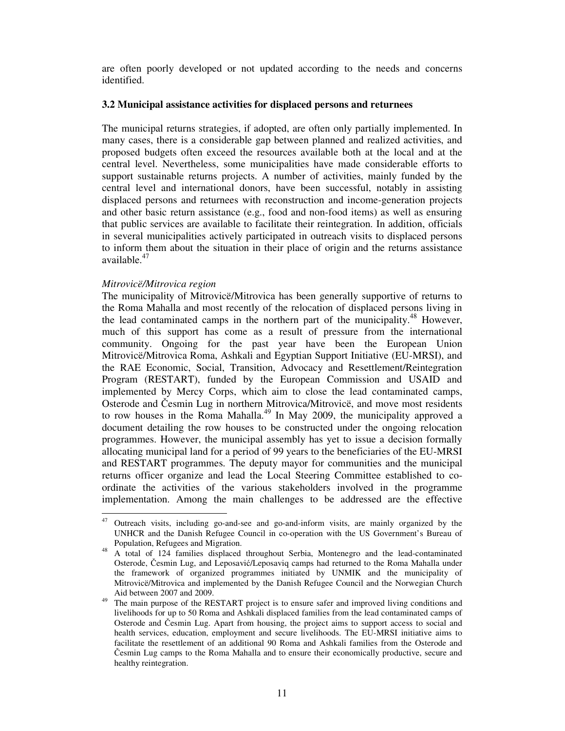are often poorly developed or not updated according to the needs and concerns identified.

### 3.2 Municipal assistance activities for displaced persons and returnees

The municipal returns strategies, if adopted, are often only partially implemented. In many cases, there is a considerable gap between planned and realized activities, and proposed budgets often exceed the resources available both at the local and at the central level. Nevertheless, some municipalities have made considerable efforts to support sustainable returns projects. A number of activities, mainly funded by the central level and international donors, have been successful, notably in assisting displaced persons and returnees with reconstruction and income-generation projects and other basic return assistance (e.g., food and non-food items) as well as ensuring that public services are available to facilitate their reintegration. In addition, officials in several municipalities actively participated in outreach visits to displaced persons to inform them about the situation in their place of origin and the returns assistance available.[47]

*Mitrovicë/Mitrovica region*

The municipality of Mitrovicë/Mitrovica has been generally supportive of returns to the Roma Mahalla and most recently of the relocation of displaced persons living in the lead contaminated camps in the northern part of the municipality.[48] However, much of this support has come as a result of pressure from the international community. Ongoing for the past year have been the European Union Mitrovicë/Mitrovica Roma, Ashkali and Egyptian Support Initiative (EU-MRSI), and the RAE Economic, Social, Transition, Advocacy and Resettlement/Reintegration Program (RESTART), funded by the European Commission and USAID and implemented by Mercy Corps, which aim to close the lead contaminated camps, Osterode and Česmin Lug in northern Mitrovica/Mitrovicë, and move most residents to row houses in the Roma Mahalla.[49] In May 2009, the municipality approved a document detailing the row houses to be constructed under the ongoing relocation programmes. However, the municipal assembly has yet to issue a decision formally allocating municipal land for a period of 99 years to the beneficiaries of the EU-MRSI and RESTART programmes. The deputy mayor for communities and the municipal returns officer organize and lead the Local Steering Committee established to co-ordinate the activities of the various stakeholders involved in the programme implementation. Among the main challenges to be addressed are the effective

---

[47] Outreach visits, including go-and-see and go-and-inform visits, are mainly organized by the UNHCR and the Danish Refugee Council in co-operation with the US Government's Bureau of Population, Refugees and Migration.

[48] A total of 124 families displaced throughout Serbia, Montenegro and the lead-contaminated Osterode, Česmin Lug, and Leposavić/Leposaviq camps had returned to the Roma Mahalla under the framework of organized programmes initiated by UNMIK and the municipality of Mitrovicë/Mitrovica and implemented by the Danish Refugee Council and the Norwegian Church Aid between 2007 and 2009.

[49] The main purpose of the RESTART project is to ensure safer and improved living conditions and livelihoods for up to 50 Roma and Ashkali displaced families from the lead contaminated camps of Osterode and Česmin Lug. Apart from housing, the project aims to support access to social and health services, education, employment and secure livelihoods. The EU-MRSI initiative aims to facilitate the resettlement of an additional 90 Roma and Ashkali families from the Osterode and Česmin Lug camps to the Roma Mahalla and to ensure their economically productive, secure and healthy reintegration.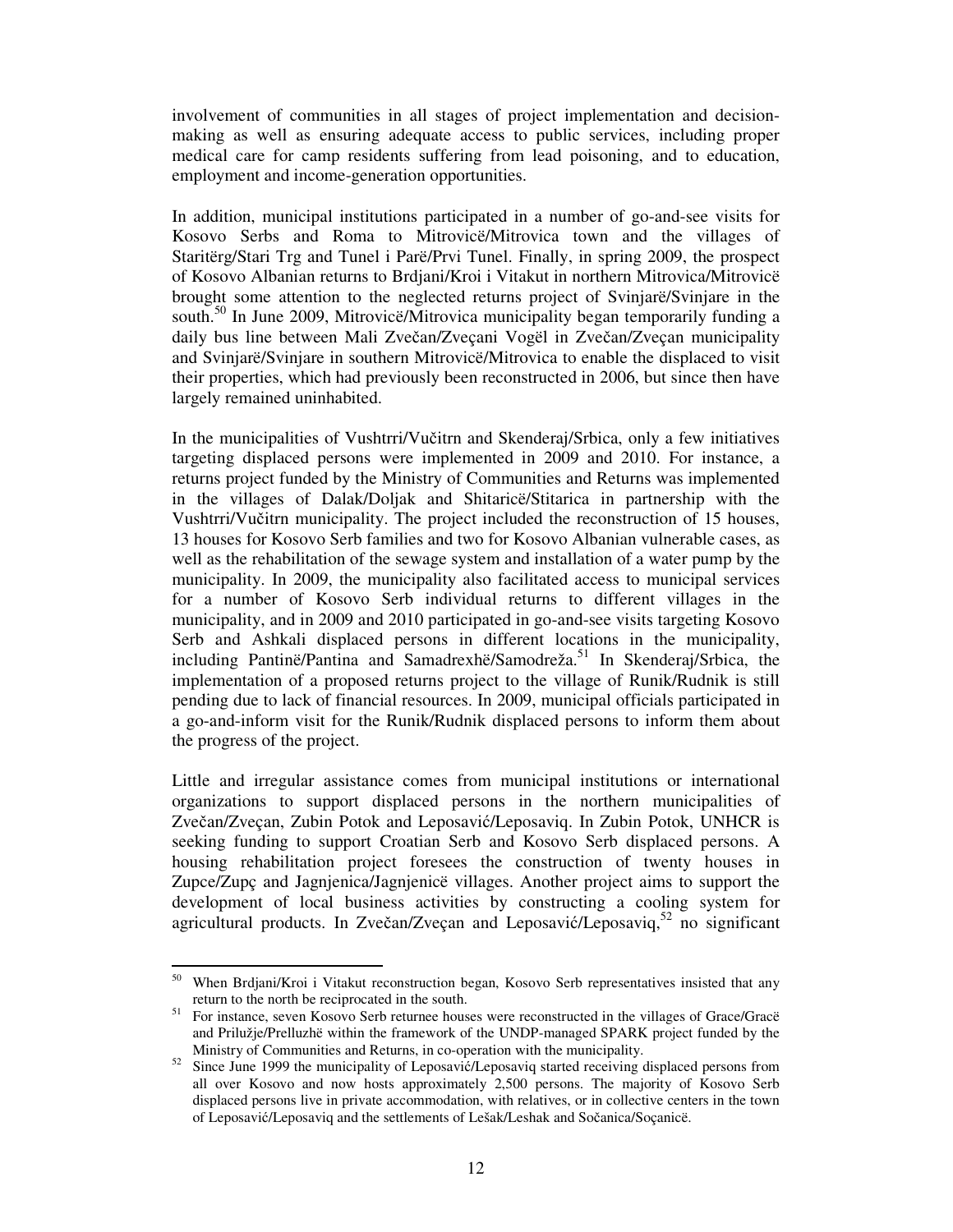involvement of communities in all stages of project implementation and decision-making as well as ensuring adequate access to public services, including proper medical care for camp residents suffering from lead poisoning, and to education, employment and income-generation opportunities.

In addition, municipal institutions participated in a number of go-and-see visits for Kosovo Serbs and Roma to Mitrovicë/Mitrovica town and the villages of Staritërg/Stari Trg and Tunel i Parë/Prvi Tunel. Finally, in spring 2009, the prospect of Kosovo Albanian returns to Brdjani/Kroi i Vitakut in northern Mitrovica/Mitrovicë brought some attention to the neglected returns project of Svinjarë/Svinjare in the south.[50] In June 2009, Mitrovicë/Mitrovica municipality began temporarily funding a daily bus line between Mali Zvečan/Zveçani Vogël in Zvečan/Zveçan municipality and Svinjarë/Svinjare in southern Mitrovicë/Mitrovica to enable the displaced to visit their properties, which had previously been reconstructed in 2006, but since then have largely remained uninhabited.

In the municipalities of Vushtrri/Vučitrn and Skenderaj/Srbica, only a few initiatives targeting displaced persons were implemented in 2009 and 2010. For instance, a returns project funded by the Ministry of Communities and Returns was implemented in the villages of Dalak/Doljak and Shitaricë/Stitarica in partnership with the Vushtrri/Vučitrn municipality. The project included the reconstruction of 15 houses, 13 houses for Kosovo Serb families and two for Kosovo Albanian vulnerable cases, as well as the rehabilitation of the sewage system and installation of a water pump by the municipality. In 2009, the municipality also facilitated access to municipal services for a number of Kosovo Serb individual returns to different villages in the municipality, and in 2009 and 2010 participated in go-and-see visits targeting Kosovo Serb and Ashkali displaced persons in different locations in the municipality, including Pantinë/Pantina and Samadrexhë/Samodreža.[51] In Skenderaj/Srbica, the implementation of a proposed returns project to the village of Runik/Rudnik is still pending due to lack of financial resources. In 2009, municipal officials participated in a go-and-inform visit for the Runik/Rudnik displaced persons to inform them about the progress of the project.

Little and irregular assistance comes from municipal institutions or international organizations to support displaced persons in the northern municipalities of Zvečan/Zveçan, Zubin Potok and Leposavić/Leposaviq. In Zubin Potok, UNHCR is seeking funding to support Croatian Serb and Kosovo Serb displaced persons. A housing rehabilitation project foresees the construction of twenty houses in Zupce/Zupç and Jagnjenica/Jagnjenicë villages. Another project aims to support the development of local business activities by constructing a cooling system for agricultural products. In Zvečan/Zveçan and Leposavić/Leposaviq,[52] no significant

---

[50] When Brdjani/Kroi i Vitakut reconstruction began, Kosovo Serb representatives insisted that any return to the north be reciprocated in the south.

[51] For instance, seven Kosovo Serb returnee houses were reconstructed in the villages of Grace/Gracë and Prilužje/Prelluzhë within the framework of the UNDP-managed SPARK project funded by the Ministry of Communities and Returns, in co-operation with the municipality.

[52] Since June 1999 the municipality of Leposavić/Leposaviq started receiving displaced persons from all over Kosovo and now hosts approximately 2,500 persons. The majority of Kosovo Serb displaced persons live in private accommodation, with relatives, or in collective centers in the town of Leposavić/Leposaviq and the settlements of Lešak/Leshak and Sočanica/Soçanicë.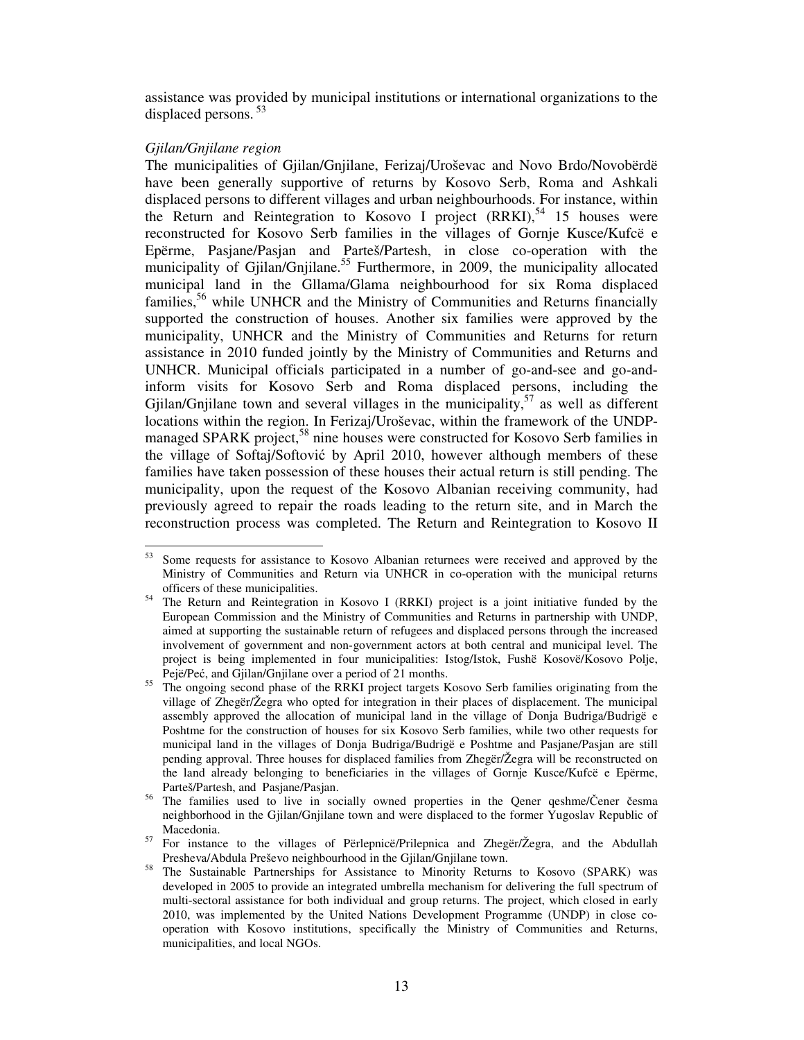assistance was provided by municipal institutions or international organizations to the displaced persons.[53]

*Gjilan/Gnjilane region*

The municipalities of Gjilan/Gnjilane, Ferizaj/Uroševac and Novo Brdo/Novobërdë have been generally supportive of returns by Kosovo Serb, Roma and Ashkali displaced persons to different villages and urban neighbourhoods. For instance, within the Return and Reintegration to Kosovo I project (RRKI),[54] 15 houses were reconstructed for Kosovo Serb families in the villages of Gornje Kusce/Kufcë e Epërme, Pasjane/Pasjan and Parteš/Partesh, in close co-operation with the municipality of Gjilan/Gnjilane.[55] Furthermore, in 2009, the municipality allocated municipal land in the Gllama/Glama neighbourhood for six Roma displaced families,[56] while UNHCR and the Ministry of Communities and Returns financially supported the construction of houses. Another six families were approved by the municipality, UNHCR and the Ministry of Communities and Returns for return assistance in 2010 funded jointly by the Ministry of Communities and Returns and UNHCR. Municipal officials participated in a number of go-and-see and go-and-inform visits for Kosovo Serb and Roma displaced persons, including the Gjilan/Gnjilane town and several villages in the municipality,[57] as well as different locations within the region. In Ferizaj/Uroševac, within the framework of the UNDP-managed SPARK project,[58] nine houses were constructed for Kosovo Serb families in the village of Softaj/Softović by April 2010, however although members of these families have taken possession of these houses their actual return is still pending. The municipality, upon the request of the Kosovo Albanian receiving community, had previously agreed to repair the roads leading to the return site, and in March the reconstruction process was completed. The Return and Reintegration to Kosovo II

---

[53] Some requests for assistance to Kosovo Albanian returnees were received and approved by the Ministry of Communities and Return via UNHCR in co-operation with the municipal returns officers of these municipalities.

[54] The Return and Reintegration in Kosovo I (RRKI) project is a joint initiative funded by the European Commission and the Ministry of Communities and Returns in partnership with UNDP, aimed at supporting the sustainable return of refugees and displaced persons through the increased involvement of government and non-government actors at both central and municipal level. The project is being implemented in four municipalities: Istog/Istok, Fushë Kosovë/Kosovo Polje, Pejë/Peć, and Gjilan/Gnjilane over a period of 21 months.

[55] The ongoing second phase of the RRKI project targets Kosovo Serb families originating from the village of Zhegër/Žegra who opted for integration in their places of displacement. The municipal assembly approved the allocation of municipal land in the village of Donja Budriga/Budrigë e Poshtme for the construction of houses for six Kosovo Serb families, while two other requests for municipal land in the villages of Donja Budriga/Budrigë e Poshtme and Pasjane/Pasjan are still pending approval. Three houses for displaced families from Zhegër/Žegra will be reconstructed on the land already belonging to beneficiaries in the villages of Gornje Kusce/Kufcë e Epërme, Parteš/Partesh, and Pasjane/Pasjan.

[56] The families used to live in socially owned properties in the Qener qeshme/Čener česma neighborhood in the Gjilan/Gnjilane town and were displaced to the former Yugoslav Republic of Macedonia.

[57] For instance to the villages of Përlepnicë/Prilepnica and Zhegër/Žegra, and the Abdullah Presheva/Abdula Preševo neighbourhood in the Gjilan/Gnjilane town.

[58] The Sustainable Partnerships for Assistance to Minority Returns to Kosovo (SPARK) was developed in 2005 to provide an integrated umbrella mechanism for delivering the full spectrum of multi-sectoral assistance for both individual and group returns. The project, which closed in early 2010, was implemented by the United Nations Development Programme (UNDP) in close co-operation with Kosovo institutions, specifically the Ministry of Communities and Returns, municipalities, and local NGOs.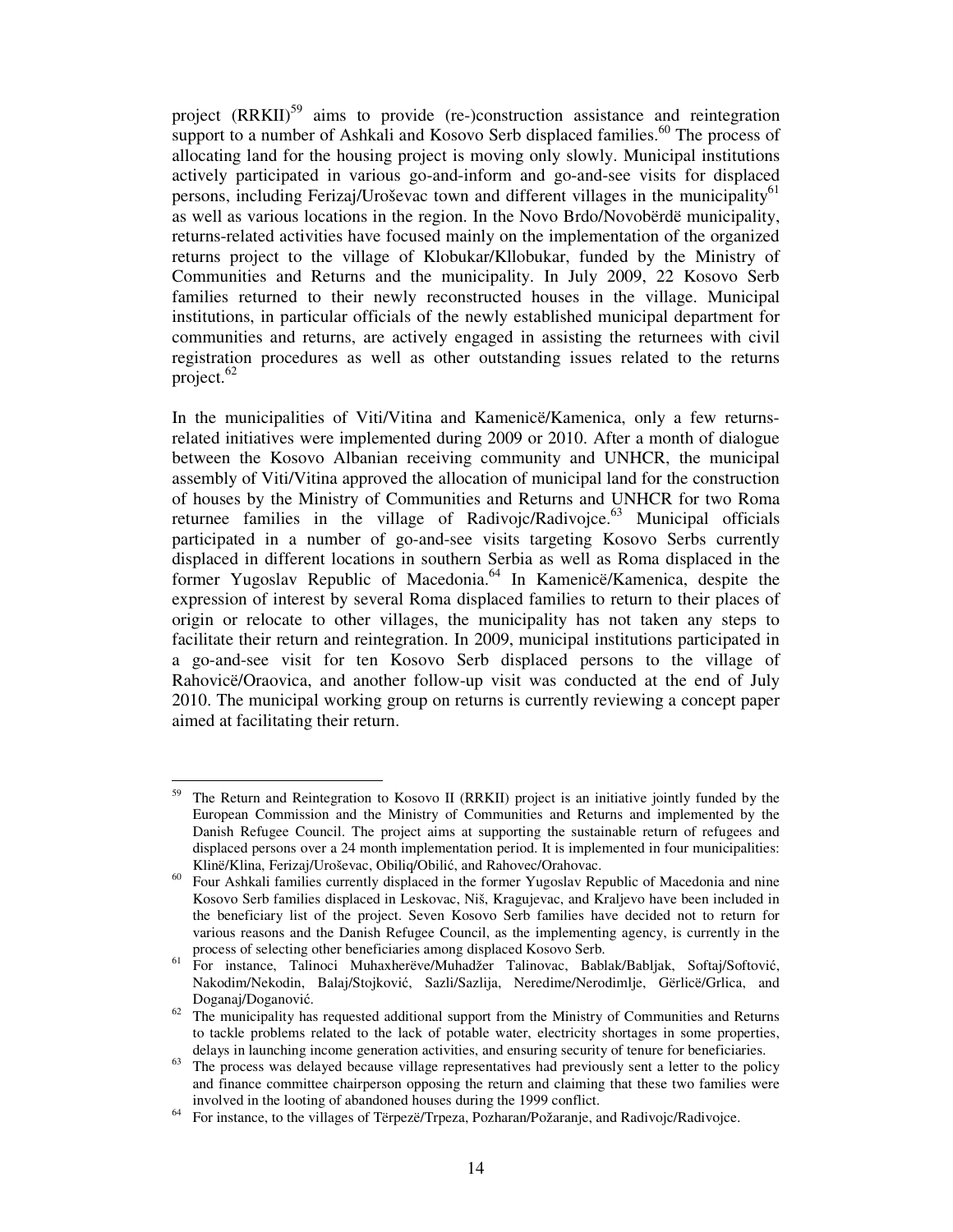project (RRKII)[59] aims to provide (re-)construction assistance and reintegration support to a number of Ashkali and Kosovo Serb displaced families.[60] The process of allocating land for the housing project is moving only slowly. Municipal institutions actively participated in various go-and-inform and go-and-see visits for displaced persons, including Ferizaj/Uroševac town and different villages in the municipality[61] as well as various locations in the region. In the Novo Brdo/Novobërdë municipality, returns-related activities have focused mainly on the implementation of the organized returns project to the village of Klobukar/Kllobukar, funded by the Ministry of Communities and Returns and the municipality. In July 2009, 22 Kosovo Serb families returned to their newly reconstructed houses in the village. Municipal institutions, in particular officials of the newly established municipal department for communities and returns, are actively engaged in assisting the returnees with civil registration procedures as well as other outstanding issues related to the returns project.[62]

In the municipalities of Viti/Vitina and Kamenicë/Kamenica, only a few returns-related initiatives were implemented during 2009 or 2010. After a month of dialogue between the Kosovo Albanian receiving community and UNHCR, the municipal assembly of Viti/Vitina approved the allocation of municipal land for the construction of houses by the Ministry of Communities and Returns and UNHCR for two Roma returnee families in the village of Radivojc/Radivojce.[63] Municipal officials participated in a number of go-and-see visits targeting Kosovo Serbs currently displaced in different locations in southern Serbia as well as Roma displaced in the former Yugoslav Republic of Macedonia.[64] In Kamenicë/Kamenica, despite the expression of interest by several Roma displaced families to return to their places of origin or relocate to other villages, the municipality has not taken any steps to facilitate their return and reintegration. In 2009, municipal institutions participated in a go-and-see visit for ten Kosovo Serb displaced persons to the village of Rahovicë/Oraovica, and another follow-up visit was conducted at the end of July 2010. The municipal working group on returns is currently reviewing a concept paper aimed at facilitating their return.

---

[59] The Return and Reintegration to Kosovo II (RRKII) project is an initiative jointly funded by the European Commission and the Ministry of Communities and Returns and implemented by the Danish Refugee Council. The project aims at supporting the sustainable return of refugees and displaced persons over a 24 month implementation period. It is implemented in four municipalities: Klinë/Klina, Ferizaj/Uroševac, Obiliq/Obilić, and Rahovec/Orahovac.

[60] Four Ashkali families currently displaced in the former Yugoslav Republic of Macedonia and nine Kosovo Serb families displaced in Leskovac, Niš, Kragujevac, and Kraljevo have been included in the beneficiary list of the project. Seven Kosovo Serb families have decided not to return for various reasons and the Danish Refugee Council, as the implementing agency, is currently in the process of selecting other beneficiaries among displaced Kosovo Serb.

[61] For instance, Talinoci Muhaxherëve/Muhadžer Talinovac, Bablak/Babljak, Softaj/Softović, Nakodim/Nekodin, Balaj/Stojković, Sazli/Sazlija, Neredime/Nerodimlje, Gërlicë/Grlica, and Doganaj/Doganović.

[62] The municipality has requested additional support from the Ministry of Communities and Returns to tackle problems related to the lack of potable water, electricity shortages in some properties, delays in launching income generation activities, and ensuring security of tenure for beneficiaries.

[63] The process was delayed because village representatives had previously sent a letter to the policy and finance committee chairperson opposing the return and claiming that these two families were involved in the looting of abandoned houses during the 1999 conflict.

[64] For instance, to the villages of Tërpezë/Trpeza, Pozharan/Požaranje, and Radivojc/Radivojce.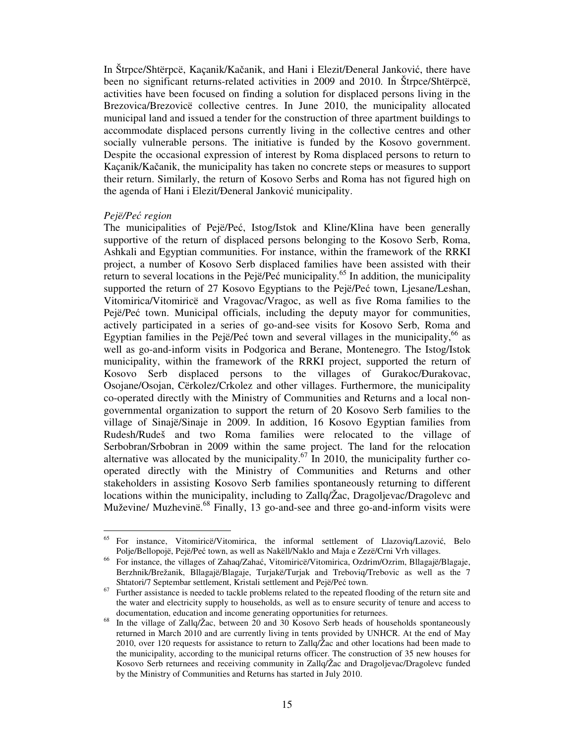In Štrpce/Shtërpcë, Kaçanik/Kačanik, and Hani i Elezit/Đeneral Janković, there have been no significant returns-related activities in 2009 and 2010. In Štrpce/Shtërpcë, activities have been focused on finding a solution for displaced persons living in the Brezovica/Brezovicë collective centres. In June 2010, the municipality allocated municipal land and issued a tender for the construction of three apartment buildings to accommodate displaced persons currently living in the collective centres and other socially vulnerable persons. The initiative is funded by the Kosovo government. Despite the occasional expression of interest by Roma displaced persons to return to Kaçanik/Kačanik, the municipality has taken no concrete steps or measures to support their return. Similarly, the return of Kosovo Serbs and Roma has not figured high on the agenda of Hani i Elezit/Đeneral Janković municipality.

*Pejë/Peć region*

The municipalities of Pejë/Peć, Istog/Istok and Kline/Klina have been generally supportive of the return of displaced persons belonging to the Kosovo Serb, Roma, Ashkali and Egyptian communities. For instance, within the framework of the RRKI project, a number of Kosovo Serb displaced families have been assisted with their return to several locations in the Pejë/Peć municipality.[65] In addition, the municipality supported the return of 27 Kosovo Egyptians to the Pejë/Peć town, Ljesane/Leshan, Vitomirica/Vitomiricë and Vragovac/Vragoc, as well as five Roma families to the Pejë/Peć town. Municipal officials, including the deputy mayor for communities, actively participated in a series of go-and-see visits for Kosovo Serb, Roma and Egyptian families in the Pejë/Peć town and several villages in the municipality,[66] as well as go-and-inform visits in Podgorica and Berane, Montenegro. The Istog/Istok municipality, within the framework of the RRKI project, supported the return of Kosovo Serb displaced persons to the villages of Gurakoc/Đurakovac, Osojane/Osojan, Cërkolez/Crkolez and other villages. Furthermore, the municipality co-operated directly with the Ministry of Communities and Returns and a local non-governmental organization to support the return of 20 Kosovo Serb families to the village of Sinajë/Sinaje in 2009. In addition, 16 Kosovo Egyptian families from Rudesh/Rudeš and two Roma families were relocated to the village of Serbobran/Srbobran in 2009 within the same project. The land for the relocation alternative was allocated by the municipality.[67] In 2010, the municipality further co-operated directly with the Ministry of Communities and Returns and other stakeholders in assisting Kosovo Serb families spontaneously returning to different locations within the municipality, including to Zallq/Žac, Dragoljevac/Dragolevc and Muževine/ Muzhevinë.[68] Finally, 13 go-and-see and three go-and-inform visits were

---

[65] For instance, Vitomiricë/Vitomirica, the informal settlement of Llazoviq/Lazović, Belo Polje/Bellopojë, Pejë/Peć town, as well as Nakëll/Naklo and Maja e Zezë/Crni Vrh villages.

[66] For instance, the villages of Zahaq/Zahać, Vitomiricë/Vitomirica, Ozdrim/Ozrim, Bllagajë/Blagaje, Berzhnik/Brežanik, Bllagajë/Blagaje, Turjakë/Turjak and Treboviq/Trebovic as well as the 7 Shtatori/7 Septembar settlement, Kristali settlement and Pejë/Peć town.

[67] Further assistance is needed to tackle problems related to the repeated flooding of the return site and the water and electricity supply to households, as well as to ensure security of tenure and access to documentation, education and income generating opportunities for returnees.

[68] In the village of Zallq/Žac, between 20 and 30 Kosovo Serb heads of households spontaneously returned in March 2010 and are currently living in tents provided by UNHCR. At the end of May 2010, over 120 requests for assistance to return to Zallq/Žac and other locations had been made to the municipality, according to the municipal returns officer. The construction of 35 new houses for Kosovo Serb returnees and receiving community in Zallq/Žac and Dragoljevac/Dragolevc funded by the Ministry of Communities and Returns has started in July 2010.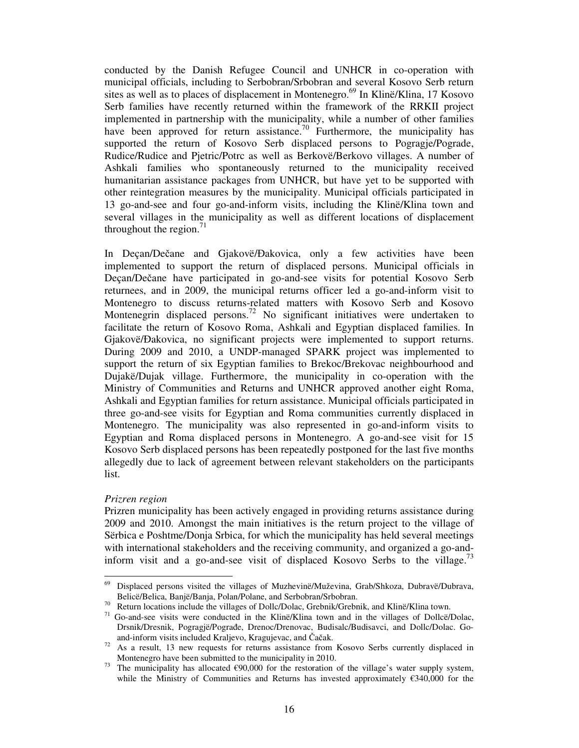conducted by the Danish Refugee Council and UNHCR in co-operation with municipal officials, including to Serbobran/Srbobran and several Kosovo Serb return sites as well as to places of displacement in Montenegro.[69] In Klinë/Klina, 17 Kosovo Serb families have recently returned within the framework of the RRKII project implemented in partnership with the municipality, while a number of other families have been approved for return assistance.[70] Furthermore, the municipality has supported the return of Kosovo Serb displaced persons to Pogragje/Pograde, Rudice/Rudice and Pjetric/Potrc as well as Berkovë/Berkovo villages. A number of Ashkali families who spontaneously returned to the municipality received humanitarian assistance packages from UNHCR, but have yet to be supported with other reintegration measures by the municipality. Municipal officials participated in 13 go-and-see and four go-and-inform visits, including the Klinë/Klina town and several villages in the municipality as well as different locations of displacement throughout the region.[71]

In Deçan/Dečane and Gjakovë/Đakovica, only a few activities have been implemented to support the return of displaced persons. Municipal officials in Deçan/Dečane have participated in go-and-see visits for potential Kosovo Serb returnees, and in 2009, the municipal returns officer led a go-and-inform visit to Montenegro to discuss returns-related matters with Kosovo Serb and Kosovo Montenegrin displaced persons.[72] No significant initiatives were undertaken to facilitate the return of Kosovo Roma, Ashkali and Egyptian displaced families. In Gjakovë/Đakovica, no significant projects were implemented to support returns. During 2009 and 2010, a UNDP-managed SPARK project was implemented to support the return of six Egyptian families to Brekoc/Brekovac neighbourhood and Dujakë/Dujak village. Furthermore, the municipality in co-operation with the Ministry of Communities and Returns and UNHCR approved another eight Roma, Ashkali and Egyptian families for return assistance. Municipal officials participated in three go-and-see visits for Egyptian and Roma communities currently displaced in Montenegro. The municipality was also represented in go-and-inform visits to Egyptian and Roma displaced persons in Montenegro. A go-and-see visit for 15 Kosovo Serb displaced persons has been repeatedly postponed for the last five months allegedly due to lack of agreement between relevant stakeholders on the participants list.

*Prizren region*

Prizren municipality has been actively engaged in providing returns assistance during 2009 and 2010. Amongst the main initiatives is the return project to the village of Sërbica e Poshtme/Donja Srbica, for which the municipality has held several meetings with international stakeholders and the receiving community, and organized a go-and-inform visit and a go-and-see visit of displaced Kosovo Serbs to the village.[73]

---

[69] Displaced persons visited the villages of Muzhevinë/Muževina, Grab/Shkoza, Dubravë/Dubrava, Belicë/Belica, Banjë/Banja, Polan/Polane, and Serbobran/Srbobran.

[70] Return locations include the villages of Dollc/Dolac, Grebnik/Grebnik, and Klinë/Klina town.

[71] Go-and-see visits were conducted in the Klinë/Klina town and in the villages of Dollcë/Dolac, Drsnik/Dresnik, Pogragjë/Pograđe, Drenoc/Drenovac, Budisalc/Budisavci, and Dollc/Dolac. Go-and-inform visits included Kraljevo, Kragujevac, and Čačak.

[72] As a result, 13 new requests for returns assistance from Kosovo Serbs currently displaced in Montenegro have been submitted to the municipality in 2010.

[73] The municipality has allocated €90,000 for the restoration of the village's water supply system, while the Ministry of Communities and Returns has invested approximately €340,000 for the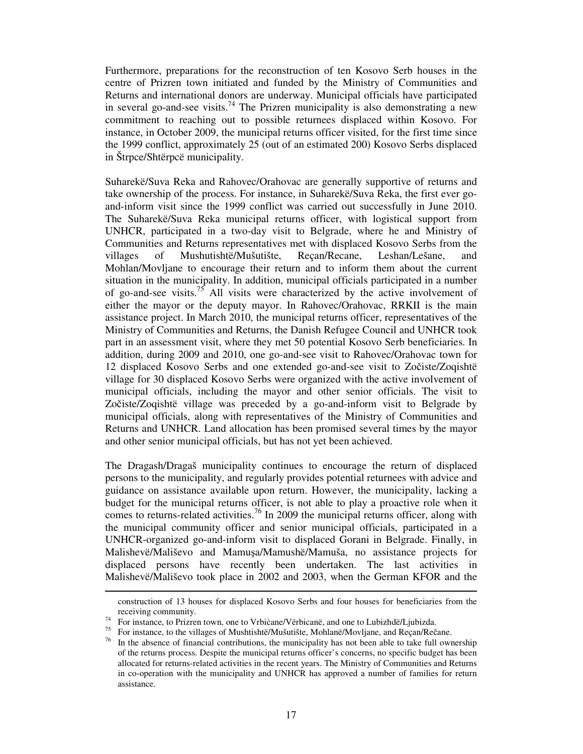Furthermore, preparations for the reconstruction of ten Kosovo Serb houses in the centre of Prizren town initiated and funded by the Ministry of Communities and Returns and international donors are underway. Municipal officials have participated in several go-and-see visits.[74] The Prizren municipality is also demonstrating a new commitment to reaching out to possible returnees displaced within Kosovo. For instance, in October 2009, the municipal returns officer visited, for the first time since the 1999 conflict, approximately 25 (out of an estimated 200) Kosovo Serbs displaced in Štrpce/Shtërpcë municipality.

Suharekë/Suva Reka and Rahovec/Orahovac are generally supportive of returns and take ownership of the process. For instance, in Suharekë/Suva Reka, the first ever go-and-inform visit since the 1999 conflict was carried out successfully in June 2010. The Suharekë/Suva Reka municipal returns officer, with logistical support from UNHCR, participated in a two-day visit to Belgrade, where he and Ministry of Communities and Returns representatives met with displaced Kosovo Serbs from the villages of Mushutishtë/Mušutište, Reçan/Recane, Leshan/Lešane, and Mohlan/Movljane to encourage their return and to inform them about the current situation in the municipality. In addition, municipal officials participated in a number of go-and-see visits.[75] All visits were characterized by the active involvement of either the mayor or the deputy mayor. In Rahovec/Orahovac, RRKII is the main assistance project. In March 2010, the municipal returns officer, representatives of the Ministry of Communities and Returns, the Danish Refugee Council and UNHCR took part in an assessment visit, where they met 50 potential Kosovo Serb beneficiaries. In addition, during 2009 and 2010, one go-and-see visit to Rahovec/Orahovac town for 12 displaced Kosovo Serbs and one extended go-and-see visit to Zočiste/Zoqishtë village for 30 displaced Kosovo Serbs were organized with the active involvement of municipal officials, including the mayor and other senior officials. The visit to Zočiste/Zoqishtë village was preceded by a go-and-inform visit to Belgrade by municipal officials, along with representatives of the Ministry of Communities and Returns and UNHCR. Land allocation has been promised several times by the mayor and other senior municipal officials, but has not yet been achieved.

The Dragash/Dragaš municipality continues to encourage the return of displaced persons to the municipality, and regularly provides potential returnees with advice and guidance on assistance available upon return. However, the municipality, lacking a budget for the municipal returns officer, is not able to play a proactive role when it comes to returns-related activities.[76] In 2009 the municipal returns officer, along with the municipal community officer and senior municipal officials, participated in a UNHCR-organized go-and-inform visit to displaced Gorani in Belgrade. Finally, in Malishevë/Mališevo and Mamuşa/Mamushë/Mamuša, no assistance projects for displaced persons have recently been undertaken. The last activities in Malishevë/Mališevo took place in 2002 and 2003, when the German KFOR and the

---

construction of 13 houses for displaced Kosovo Serbs and four houses for beneficiaries from the receiving community.

[74] For instance, to Prizren town, one to Vrbičane/Vërbicanë, and one to Lubizhdë/Ljubizda.

[75] For instance, to the villages of Mushtishtë/Mušutište, Mohlanë/Movljane, and Reçan/Rečane.

[76] In the absence of financial contributions, the municipality has not been able to take full ownership of the returns process. Despite the municipal returns officer's concerns, no specific budget has been allocated for returns-related activities in the recent years. The Ministry of Communities and Returns in co-operation with the municipality and UNHCR has approved a number of families for return assistance.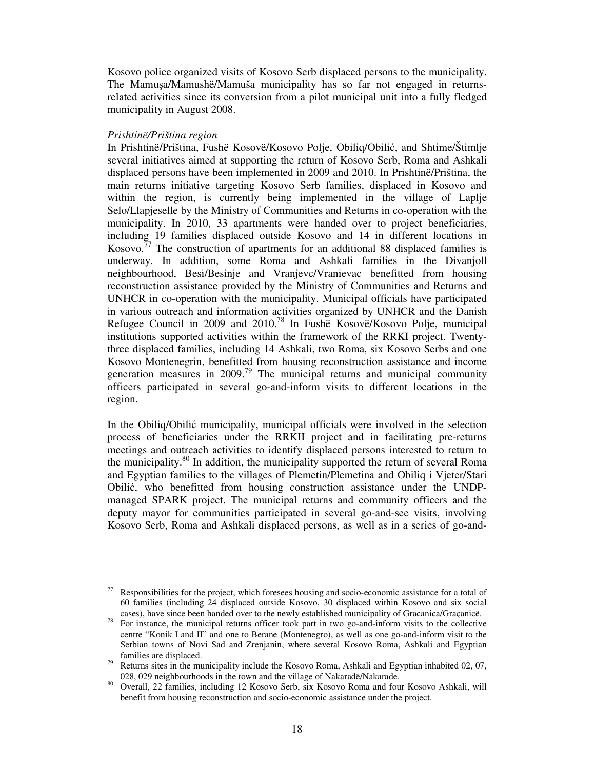Kosovo police organized visits of Kosovo Serb displaced persons to the municipality. The Mamuşa/Mamushë/Mamuša municipality has so far not engaged in returns-related activities since its conversion from a pilot municipal unit into a fully fledged municipality in August 2008.

*Prishtinë/Priština region*

In Prishtinë/Priština, Fushë Kosovë/Kosovo Polje, Obiliq/Obilić, and Shtime/Štimlje several initiatives aimed at supporting the return of Kosovo Serb, Roma and Ashkali displaced persons have been implemented in 2009 and 2010. In Prishtinë/Priština, the main returns initiative targeting Kosovo Serb families, displaced in Kosovo and within the region, is currently being implemented in the village of Laplje Selo/Llapjeselle by the Ministry of Communities and Returns in co-operation with the municipality. In 2010, 33 apartments were handed over to project beneficiaries, including 19 families displaced outside Kosovo and 14 in different locations in Kosovo.[77] The construction of apartments for an additional 88 displaced families is underway. In addition, some Roma and Ashkali families in the Divanjoll neighbourhood, Besi/Besinje and Vranjevc/Vranievac benefitted from housing reconstruction assistance provided by the Ministry of Communities and Returns and UNHCR in co-operation with the municipality. Municipal officials have participated in various outreach and information activities organized by UNHCR and the Danish Refugee Council in 2009 and 2010.[78] In Fushë Kosovë/Kosovo Polje, municipal institutions supported activities within the framework of the RRKI project. Twenty-three displaced families, including 14 Ashkali, two Roma, six Kosovo Serbs and one Kosovo Montenegrin, benefitted from housing reconstruction assistance and income generation measures in 2009.[79] The municipal returns and municipal community officers participated in several go-and-inform visits to different locations in the region.

In the Obiliq/Obilić municipality, municipal officials were involved in the selection process of beneficiaries under the RRKII project and in facilitating pre-returns meetings and outreach activities to identify displaced persons interested to return to the municipality.[80] In addition, the municipality supported the return of several Roma and Egyptian families to the villages of Plemetin/Plemetina and Obiliq i Vjeter/Stari Obilić, who benefitted from housing construction assistance under the UNDP-managed SPARK project. The municipal returns and community officers and the deputy mayor for communities participated in several go-and-see visits, involving Kosovo Serb, Roma and Ashkali displaced persons, as well as in a series of go-and-

---

[77] Responsibilities for the project, which foresees housing and socio-economic assistance for a total of 60 families (including 24 displaced outside Kosovo, 30 displaced within Kosovo and six social cases), have since been handed over to the newly established municipality of Gracanica/Graçanicë.

[78] For instance, the municipal returns officer took part in two go-and-inform visits to the collective centre "Konik I and II" and one to Berane (Montenegro), as well as one go-and-inform visit to the Serbian towns of Novi Sad and Zrenjanin, where several Kosovo Roma, Ashkali and Egyptian families are displaced.

[79] Returns sites in the municipality include the Kosovo Roma, Ashkali and Egyptian inhabited 02, 07, 028, 029 neighbourhoods in the town and the village of Nakaradë/Nakarade.

[80] Overall, 22 families, including 12 Kosovo Serb, six Kosovo Roma and four Kosovo Ashkali, will benefit from housing reconstruction and socio-economic assistance under the project.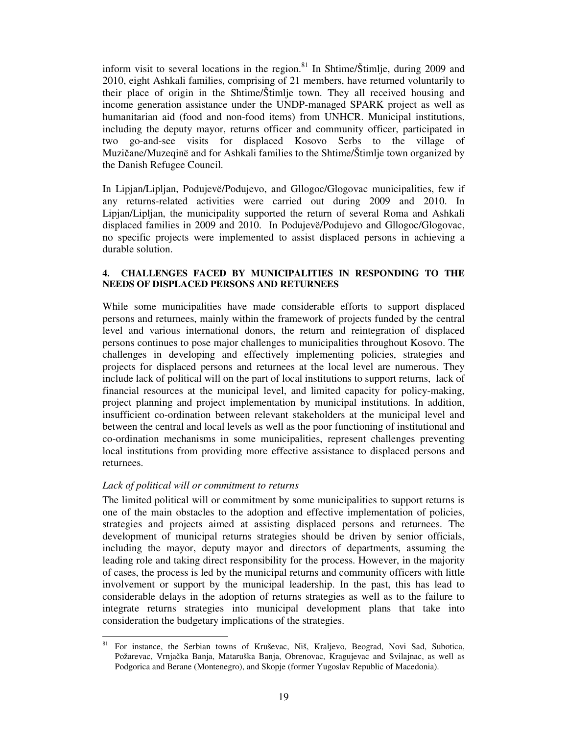inform visit to several locations in the region.[81] In Shtime/Štimlje, during 2009 and 2010, eight Ashkali families, comprising of 21 members, have returned voluntarily to their place of origin in the Shtime/Štimlje town. They all received housing and income generation assistance under the UNDP-managed SPARK project as well as humanitarian aid (food and non-food items) from UNHCR. Municipal institutions, including the deputy mayor, returns officer and community officer, participated in two go-and-see visits for displaced Kosovo Serbs to the village of Muzičane/Muzeqinë and for Ashkali families to the Shtime/Štimlje town organized by the Danish Refugee Council.

In Lipjan/Lipljan, Podujevë/Podujevo, and Gllogoc/Glogovac municipalities, few if any returns-related activities were carried out during 2009 and 2010. In Lipjan/Lipljan, the municipality supported the return of several Roma and Ashkali displaced families in 2009 and 2010. In Podujevë/Podujevo and Gllogoc/Glogovac, no specific projects were implemented to assist displaced persons in achieving a durable solution.

## 4. CHALLENGES FACED BY MUNICIPALITIES IN RESPONDING TO THE NEEDS OF DISPLACED PERSONS AND RETURNEES

While some municipalities have made considerable efforts to support displaced persons and returnees, mainly within the framework of projects funded by the central level and various international donors, the return and reintegration of displaced persons continues to pose major challenges to municipalities throughout Kosovo. The challenges in developing and effectively implementing policies, strategies and projects for displaced persons and returnees at the local level are numerous. They include lack of political will on the part of local institutions to support returns, lack of financial resources at the municipal level, and limited capacity for policy-making, project planning and project implementation by municipal institutions. In addition, insufficient co-ordination between relevant stakeholders at the municipal level and between the central and local levels as well as the poor functioning of institutional and co-ordination mechanisms in some municipalities, represent challenges preventing local institutions from providing more effective assistance to displaced persons and returnees.

*Lack of political will or commitment to returns*

The limited political will or commitment by some municipalities to support returns is one of the main obstacles to the adoption and effective implementation of policies, strategies and projects aimed at assisting displaced persons and returnees. The development of municipal returns strategies should be driven by senior officials, including the mayor, deputy mayor and directors of departments, assuming the leading role and taking direct responsibility for the process. However, in the majority of cases, the process is led by the municipal returns and community officers with little involvement or support by the municipal leadership. In the past, this has lead to considerable delays in the adoption of returns strategies as well as to the failure to integrate returns strategies into municipal development plans that take into consideration the budgetary implications of the strategies.

---

[81] For instance, the Serbian towns of Kruševac, Niš, Kraljevo, Beograd, Novi Sad, Subotica, Požarevac, Vrnjačka Banja, Mataruška Banja, Obrenovac, Kragujevac and Svilajnac, as well as Podgorica and Berane (Montenegro), and Skopje (former Yugoslav Republic of Macedonia).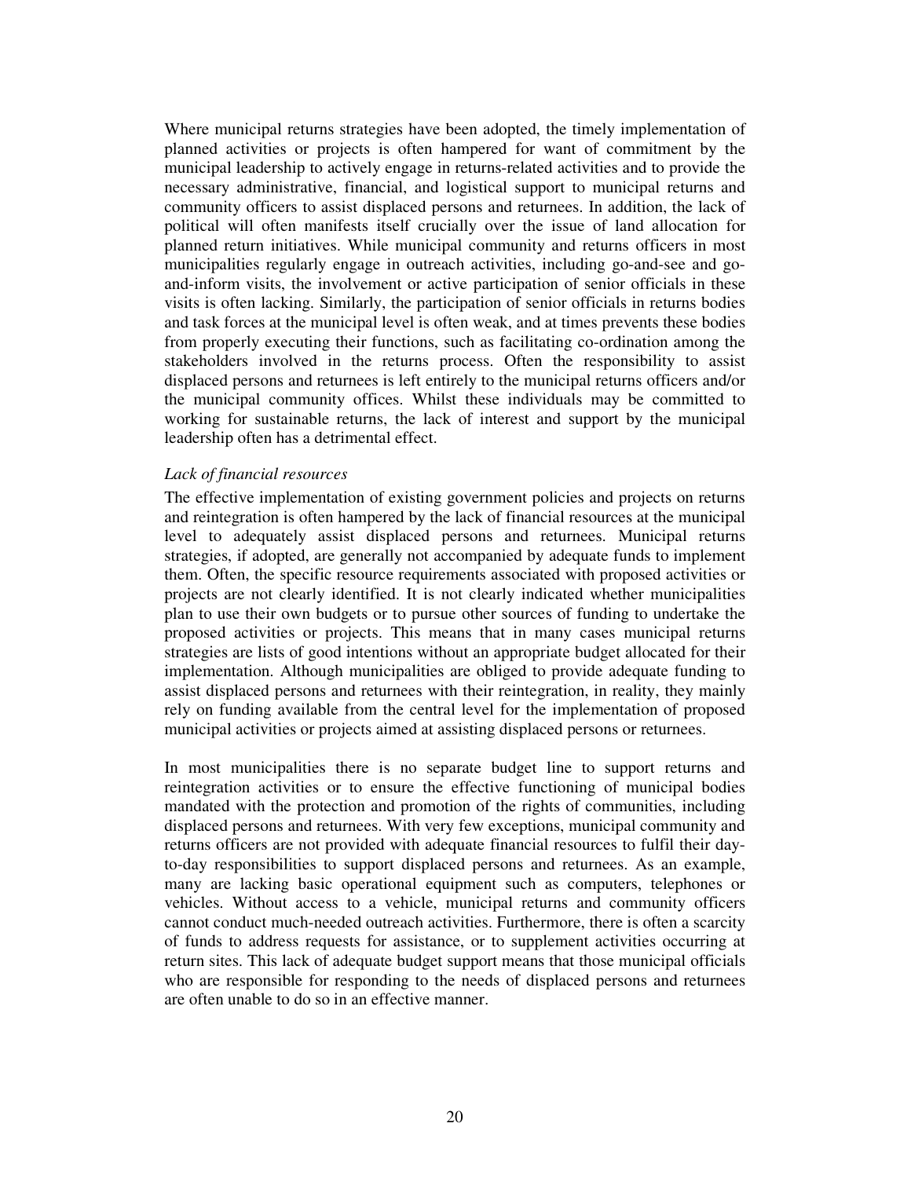Where municipal returns strategies have been adopted, the timely implementation of planned activities or projects is often hampered for want of commitment by the municipal leadership to actively engage in returns-related activities and to provide the necessary administrative, financial, and logistical support to municipal returns and community officers to assist displaced persons and returnees. In addition, the lack of political will often manifests itself crucially over the issue of land allocation for planned return initiatives. While municipal community and returns officers in most municipalities regularly engage in outreach activities, including go-and-see and go-and-inform visits, the involvement or active participation of senior officials in these visits is often lacking. Similarly, the participation of senior officials in returns bodies and task forces at the municipal level is often weak, and at times prevents these bodies from properly executing their functions, such as facilitating co-ordination among the stakeholders involved in the returns process. Often the responsibility to assist displaced persons and returnees is left entirely to the municipal returns officers and/or the municipal community offices. Whilst these individuals may be committed to working for sustainable returns, the lack of interest and support by the municipal leadership often has a detrimental effect.

*Lack of financial resources*

The effective implementation of existing government policies and projects on returns and reintegration is often hampered by the lack of financial resources at the municipal level to adequately assist displaced persons and returnees. Municipal returns strategies, if adopted, are generally not accompanied by adequate funds to implement them. Often, the specific resource requirements associated with proposed activities or projects are not clearly identified. It is not clearly indicated whether municipalities plan to use their own budgets or to pursue other sources of funding to undertake the proposed activities or projects. This means that in many cases municipal returns strategies are lists of good intentions without an appropriate budget allocated for their implementation. Although municipalities are obliged to provide adequate funding to assist displaced persons and returnees with their reintegration, in reality, they mainly rely on funding available from the central level for the implementation of proposed municipal activities or projects aimed at assisting displaced persons or returnees.

In most municipalities there is no separate budget line to support returns and reintegration activities or to ensure the effective functioning of municipal bodies mandated with the protection and promotion of the rights of communities, including displaced persons and returnees. With very few exceptions, municipal community and returns officers are not provided with adequate financial resources to fulfil their day-to-day responsibilities to support displaced persons and returnees. As an example, many are lacking basic operational equipment such as computers, telephones or vehicles. Without access to a vehicle, municipal returns and community officers cannot conduct much-needed outreach activities. Furthermore, there is often a scarcity of funds to address requests for assistance, or to supplement activities occurring at return sites. This lack of adequate budget support means that those municipal officials who are responsible for responding to the needs of displaced persons and returnees are often unable to do so in an effective manner.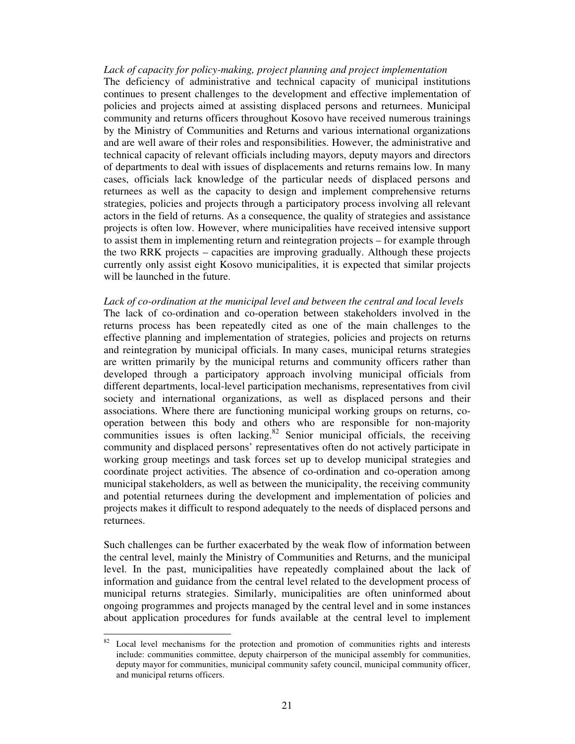*Lack of capacity for policy-making, project planning and project implementation*
The deficiency of administrative and technical capacity of municipal institutions continues to present challenges to the development and effective implementation of policies and projects aimed at assisting displaced persons and returnees. Municipal community and returns officers throughout Kosovo have received numerous trainings by the Ministry of Communities and Returns and various international organizations and are well aware of their roles and responsibilities. However, the administrative and technical capacity of relevant officials including mayors, deputy mayors and directors of departments to deal with issues of displacements and returns remains low. In many cases, officials lack knowledge of the particular needs of displaced persons and returnees as well as the capacity to design and implement comprehensive returns strategies, policies and projects through a participatory process involving all relevant actors in the field of returns. As a consequence, the quality of strategies and assistance projects is often low. However, where municipalities have received intensive support to assist them in implementing return and reintegration projects – for example through the two RRK projects – capacities are improving gradually. Although these projects currently only assist eight Kosovo municipalities, it is expected that similar projects will be launched in the future.

*Lack of co-ordination at the municipal level and between the central and local levels*
The lack of co-ordination and co-operation between stakeholders involved in the returns process has been repeatedly cited as one of the main challenges to the effective planning and implementation of strategies, policies and projects on returns and reintegration by municipal officials. In many cases, municipal returns strategies are written primarily by the municipal returns and community officers rather than developed through a participatory approach involving municipal officials from different departments, local-level participation mechanisms, representatives from civil society and international organizations, as well as displaced persons and their associations. Where there are functioning municipal working groups on returns, co-operation between this body and others who are responsible for non-majority communities issues is often lacking.[82] Senior municipal officials, the receiving community and displaced persons' representatives often do not actively participate in working group meetings and task forces set up to develop municipal strategies and coordinate project activities. The absence of co-ordination and co-operation among municipal stakeholders, as well as between the municipality, the receiving community and potential returnees during the development and implementation of policies and projects makes it difficult to respond adequately to the needs of displaced persons and returnees.

Such challenges can be further exacerbated by the weak flow of information between the central level, mainly the Ministry of Communities and Returns, and the municipal level. In the past, municipalities have repeatedly complained about the lack of information and guidance from the central level related to the development process of municipal returns strategies. Similarly, municipalities are often uninformed about ongoing programmes and projects managed by the central level and in some instances about application procedures for funds available at the central level to implement

[82] Local level mechanisms for the protection and promotion of communities rights and interests include: communities committee, deputy chairperson of the municipal assembly for communities, deputy mayor for communities, municipal community safety council, municipal community officer, and municipal returns officers.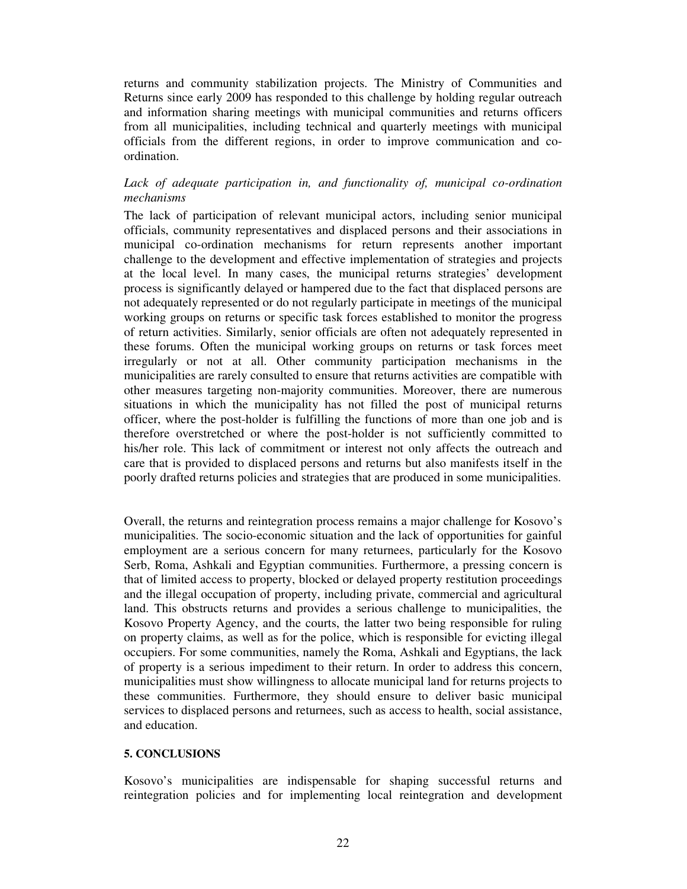returns and community stabilization projects. The Ministry of Communities and Returns since early 2009 has responded to this challenge by holding regular outreach and information sharing meetings with municipal communities and returns officers from all municipalities, including technical and quarterly meetings with municipal officials from the different regions, in order to improve communication and co-ordination.

*Lack of adequate participation in, and functionality of, municipal co-ordination mechanisms*

The lack of participation of relevant municipal actors, including senior municipal officials, community representatives and displaced persons and their associations in municipal co-ordination mechanisms for return represents another important challenge to the development and effective implementation of strategies and projects at the local level. In many cases, the municipal returns strategies' development process is significantly delayed or hampered due to the fact that displaced persons are not adequately represented or do not regularly participate in meetings of the municipal working groups on returns or specific task forces established to monitor the progress of return activities. Similarly, senior officials are often not adequately represented in these forums. Often the municipal working groups on returns or task forces meet irregularly or not at all. Other community participation mechanisms in the municipalities are rarely consulted to ensure that returns activities are compatible with other measures targeting non-majority communities. Moreover, there are numerous situations in which the municipality has not filled the post of municipal returns officer, where the post-holder is fulfilling the functions of more than one job and is therefore overstretched or where the post-holder is not sufficiently committed to his/her role. This lack of commitment or interest not only affects the outreach and care that is provided to displaced persons and returns but also manifests itself in the poorly drafted returns policies and strategies that are produced in some municipalities.

Overall, the returns and reintegration process remains a major challenge for Kosovo's municipalities. The socio-economic situation and the lack of opportunities for gainful employment are a serious concern for many returnees, particularly for the Kosovo Serb, Roma, Ashkali and Egyptian communities. Furthermore, a pressing concern is that of limited access to property, blocked or delayed property restitution proceedings and the illegal occupation of property, including private, commercial and agricultural land. This obstructs returns and provides a serious challenge to municipalities, the Kosovo Property Agency, and the courts, the latter two being responsible for ruling on property claims, as well as for the police, which is responsible for evicting illegal occupiers. For some communities, namely the Roma, Ashkali and Egyptians, the lack of property is a serious impediment to their return. In order to address this concern, municipalities must show willingness to allocate municipal land for returns projects to these communities. Furthermore, they should ensure to deliver basic municipal services to displaced persons and returnees, such as access to health, social assistance, and education.

## 5. CONCLUSIONS

Kosovo's municipalities are indispensable for shaping successful returns and reintegration policies and for implementing local reintegration and development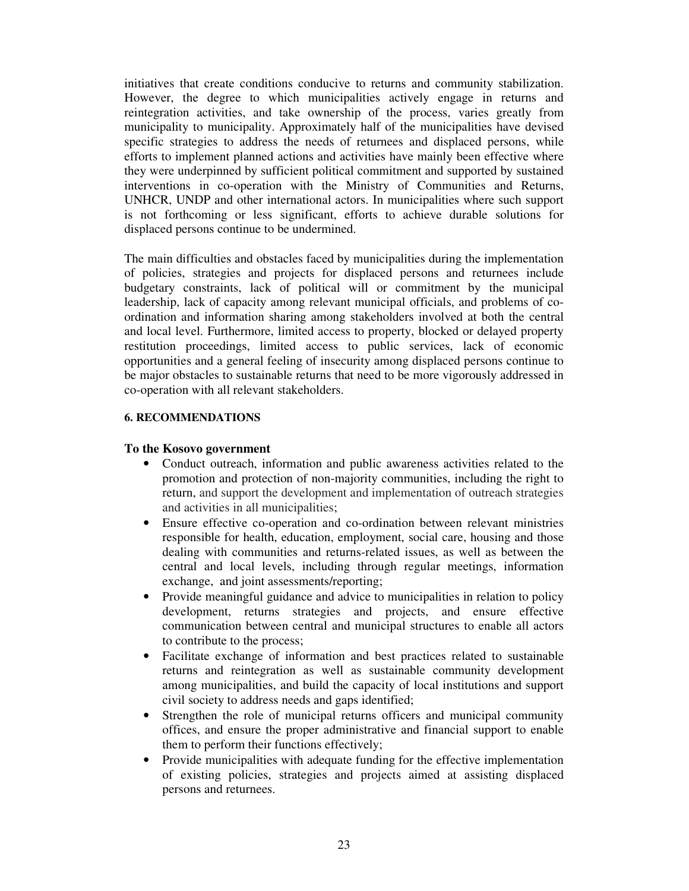initiatives that create conditions conducive to returns and community stabilization. However, the degree to which municipalities actively engage in returns and reintegration activities, and take ownership of the process, varies greatly from municipality to municipality. Approximately half of the municipalities have devised specific strategies to address the needs of returnees and displaced persons, while efforts to implement planned actions and activities have mainly been effective where they were underpinned by sufficient political commitment and supported by sustained interventions in co-operation with the Ministry of Communities and Returns, UNHCR, UNDP and other international actors. In municipalities where such support is not forthcoming or less significant, efforts to achieve durable solutions for displaced persons continue to be undermined.

The main difficulties and obstacles faced by municipalities during the implementation of policies, strategies and projects for displaced persons and returnees include budgetary constraints, lack of political will or commitment by the municipal leadership, lack of capacity among relevant municipal officials, and problems of co-ordination and information sharing among stakeholders involved at both the central and local level. Furthermore, limited access to property, blocked or delayed property restitution proceedings, limited access to public services, lack of economic opportunities and a general feeling of insecurity among displaced persons continue to be major obstacles to sustainable returns that need to be more vigorously addressed in co-operation with all relevant stakeholders.

## 6. RECOMMENDATIONS

**To the Kosovo government**

- Conduct outreach, information and public awareness activities related to the promotion and protection of non-majority communities, including the right to return, and support the development and implementation of outreach strategies and activities in all municipalities;
- Ensure effective co-operation and co-ordination between relevant ministries responsible for health, education, employment, social care, housing and those dealing with communities and returns-related issues, as well as between the central and local levels, including through regular meetings, information exchange, and joint assessments/reporting;
- Provide meaningful guidance and advice to municipalities in relation to policy development, returns strategies and projects, and ensure effective communication between central and municipal structures to enable all actors to contribute to the process;
- Facilitate exchange of information and best practices related to sustainable returns and reintegration as well as sustainable community development among municipalities, and build the capacity of local institutions and support civil society to address needs and gaps identified;
- Strengthen the role of municipal returns officers and municipal community offices, and ensure the proper administrative and financial support to enable them to perform their functions effectively;
- Provide municipalities with adequate funding for the effective implementation of existing policies, strategies and projects aimed at assisting displaced persons and returnees.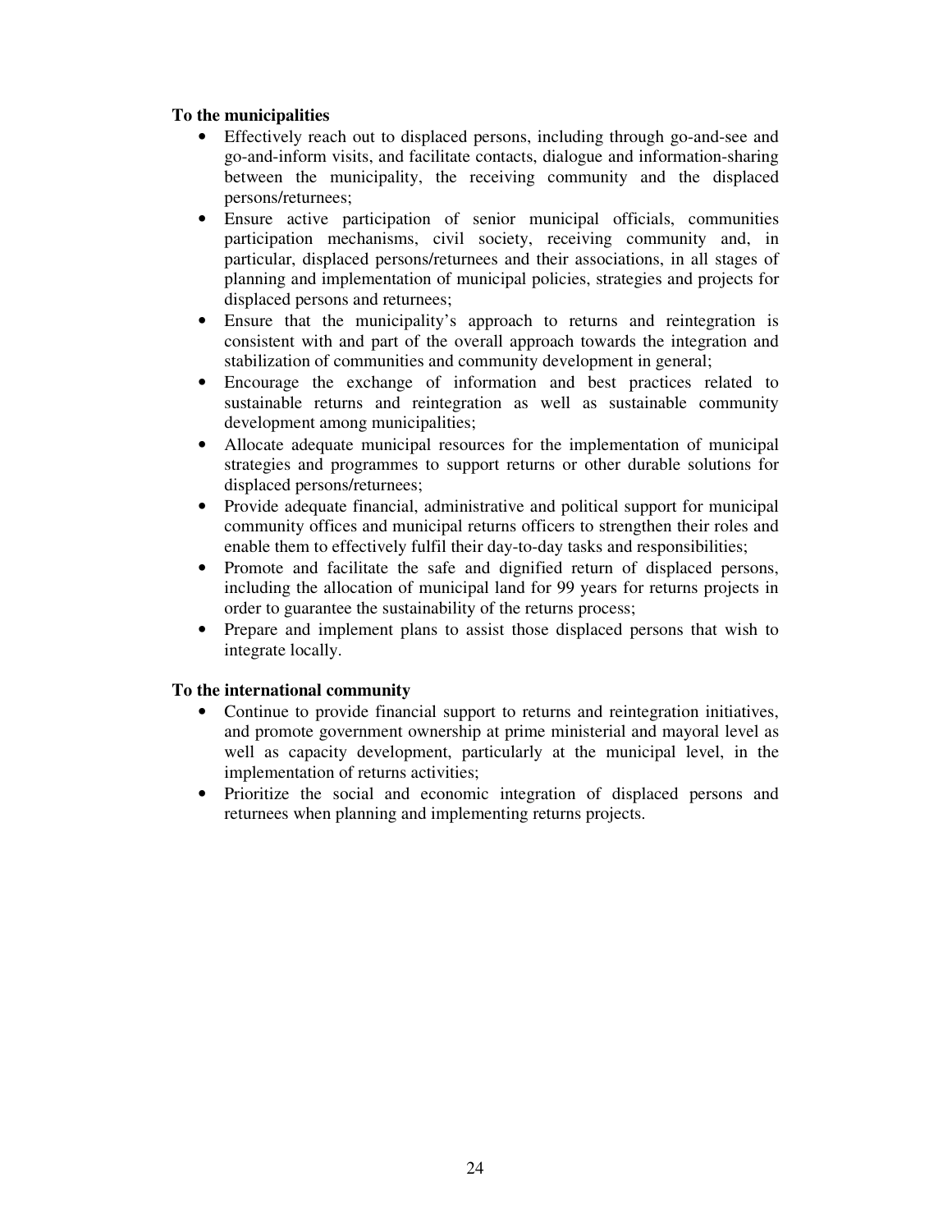**To the municipalities**

- Effectively reach out to displaced persons, including through go-and-see and go-and-inform visits, and facilitate contacts, dialogue and information-sharing between the municipality, the receiving community and the displaced persons/returnees;
- Ensure active participation of senior municipal officials, communities participation mechanisms, civil society, receiving community and, in particular, displaced persons/returnees and their associations, in all stages of planning and implementation of municipal policies, strategies and projects for displaced persons and returnees;
- Ensure that the municipality's approach to returns and reintegration is consistent with and part of the overall approach towards the integration and stabilization of communities and community development in general;
- Encourage the exchange of information and best practices related to sustainable returns and reintegration as well as sustainable community development among municipalities;
- Allocate adequate municipal resources for the implementation of municipal strategies and programmes to support returns or other durable solutions for displaced persons/returnees;
- Provide adequate financial, administrative and political support for municipal community offices and municipal returns officers to strengthen their roles and enable them to effectively fulfil their day-to-day tasks and responsibilities;
- Promote and facilitate the safe and dignified return of displaced persons, including the allocation of municipal land for 99 years for returns projects in order to guarantee the sustainability of the returns process;
- Prepare and implement plans to assist those displaced persons that wish to integrate locally.

**To the international community**

- Continue to provide financial support to returns and reintegration initiatives, and promote government ownership at prime ministerial and mayoral level as well as capacity development, particularly at the municipal level, in the implementation of returns activities;
- Prioritize the social and economic integration of displaced persons and returnees when planning and implementing returns projects.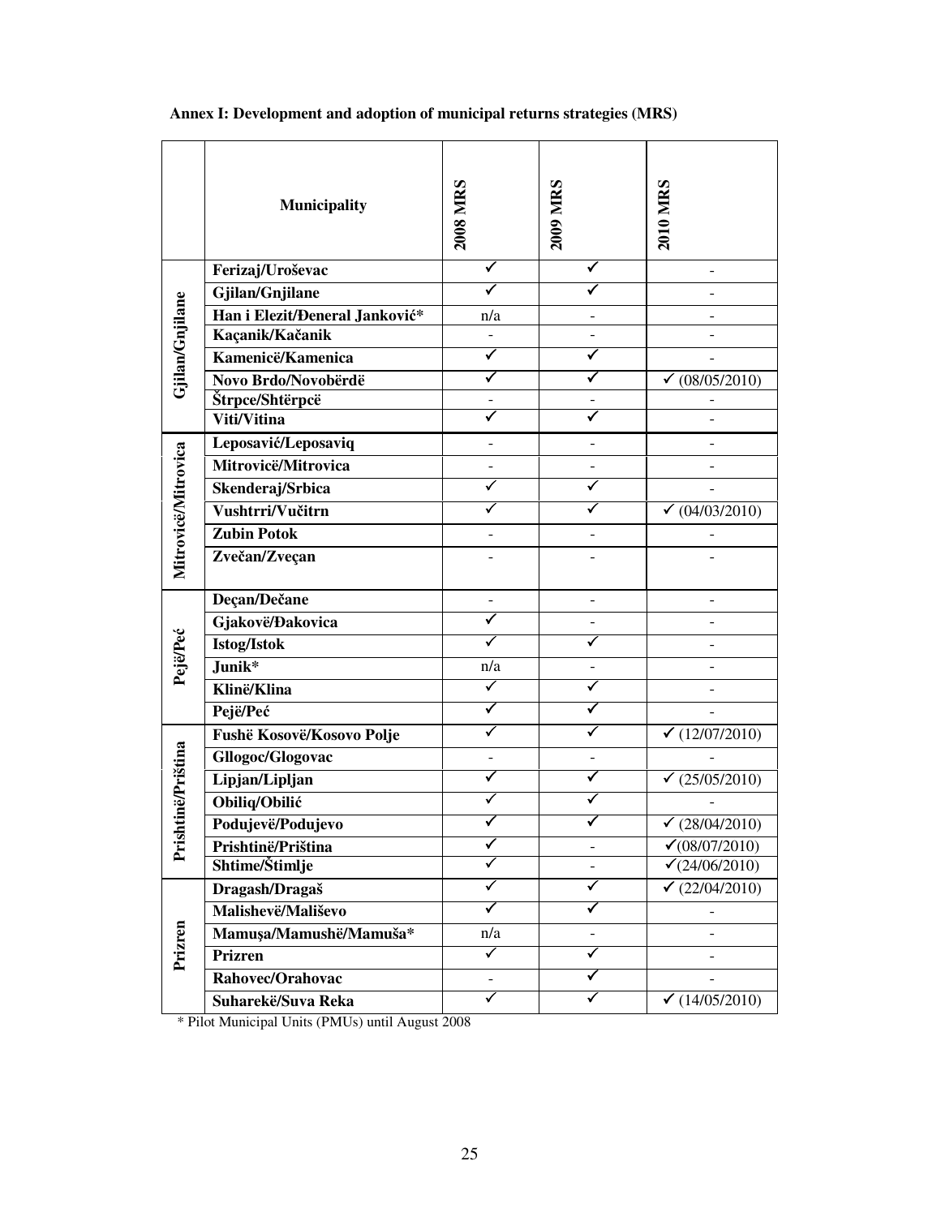**Annex I: Development and adoption of municipal returns strategies (MRS)**

| | Municipality | 2008 MRS | 2009 MRS | 2010 MRS |
|---|---|---|---|---|
| Gjilan/Gnjilane | **Ferizaj/Uroševac** | ✓ | ✓ | - |
| | **Gjilan/Gnjilane** | ✓ | ✓ | - |
| | **Han i Elezit/Đeneral Janković*** | n/a | - | - |
| | **Kaçanik/Kačanik** | - | - | - |
| | **Kamenicë/Kamenica** | ✓ | ✓ | - |
| | **Novo Brdo/Novobërdë** | ✓ | ✓ | ✓ (08/05/2010) |
| | **Štrpce/Shtërpcë** | - | - | - |
| | **Viti/Vitina** | ✓ | ✓ | - |
| Mitrovicë/Mitrovica | **Leposavić/Leposaviq** | - | - | - |
| | **Mitrovicë/Mitrovica** | - | - | - |
| | **Skenderaj/Srbica** | ✓ | ✓ | - |
| | **Vushtrri/Vučitrn** | ✓ | ✓ | ✓ (04/03/2010) |
| | **Zubin Potok** | - | - | - |
| | **Zvečan/Zveçan** | - | - | - |
| Pejë/Peć | **Deçan/Dečane** | - | - | - |
| | **Gjakovë/Đakovica** | ✓ | - | - |
| | **Istog/Istok** | ✓ | ✓ | - |
| | **Junik*** | n/a | - | - |
| | **Klinë/Klina** | ✓ | ✓ | - |
| | **Pejë/Peć** | ✓ | ✓ | - |
| Prishtinë/Priština | **Fushë Kosovë/Kosovo Polje** | ✓ | ✓ | ✓ (12/07/2010) |
| | **Gllogoc/Glogovac** | - | - | - |
| | **Lipjan/Lipljan** | ✓ | ✓ | ✓ (25/05/2010) |
| | **Obiliq/Obilić** | ✓ | ✓ | - |
| | **Podujevë/Podujevo** | ✓ | ✓ | ✓ (28/04/2010) |
| | **Prishtinë/Priština** | ✓ | - | ✓(08/07/2010) |
| | **Shtime/Štimlje** | ✓ | - | ✓(24/06/2010) |
| Prizren | **Dragash/Dragaš** | ✓ | ✓ | ✓ (22/04/2010) |
| | **Malishevë/Mališevo** | ✓ | ✓ | - |
| | **Mamuşa/Mamushë/Mamuša*** | n/a | - | - |
| | **Prizren** | ✓ | ✓ | - |
| | **Rahovec/Orahovac** | - | ✓ | - |
| | **Suharekë/Suva Reka** | ✓ | ✓ | ✓ (14/05/2010) |

\* Pilot Municipal Units (PMUs) until August 2008